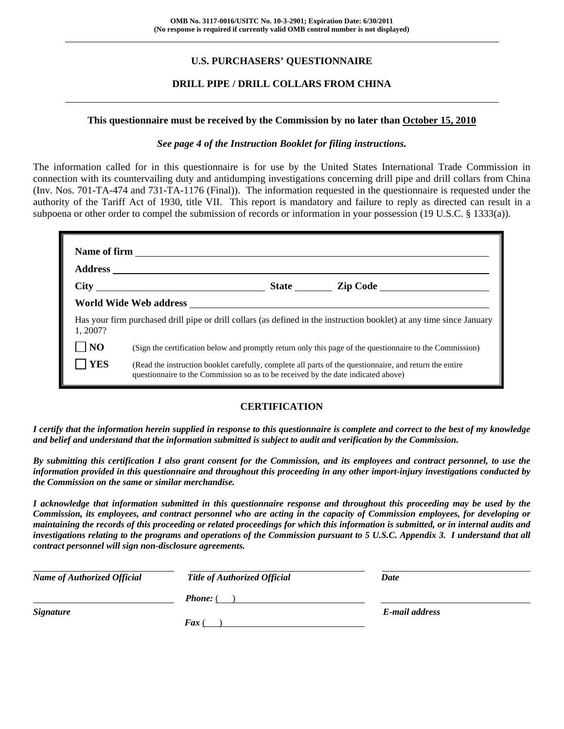**OMB No. 3117-0016/USITC No. 10-3-2901; Expiration Date: 6/30/2011**
**(No response is required if currently valid OMB control number is not displayed)**

---

## U.S. PURCHASERS' QUESTIONNAIRE

## DRILL PIPE / DRILL COLLARS FROM CHINA

---

**This questionnaire must be received by the Commission by no later than October 15, 2010**

***See page 4 of the Instruction Booklet for filing instructions.***

The information called for in this questionnaire is for use by the United States International Trade Commission in connection with its countervailing duty and antidumping investigations concerning drill pipe and drill collars from China (Inv. Nos. 701-TA-474 and 731-TA-1176 (Final)). The information requested in the questionnaire is requested under the authority of the Tariff Act of 1930, title VII. This report is mandatory and failure to reply as directed can result in a subpoena or other order to compel the submission of records or information in your possession (19 U.S.C. § 1333(a)).

**Name of firm** ______________________________

**Address** ______________________________

**City** ______________ **State** ______ **Zip Code** ______________

**World Wide Web address** ______________________________

Has your firm purchased drill pipe or drill collars (as defined in the instruction booklet) at any time since January 1, 2007?

☐ **NO** (Sign the certification below and promptly return only this page of the questionnaire to the Commission)

☐ **YES** (Read the instruction booklet carefully, complete all parts of the questionnaire, and return the entire questionnaire to the Commission so as to be received by the date indicated above)

## CERTIFICATION

***I certify that the information herein supplied in response to this questionnaire is complete and correct to the best of my knowledge and belief and understand that the information submitted is subject to audit and verification by the Commission.***

***By submitting this certification I also grant consent for the Commission, and its employees and contract personnel, to use the information provided in this questionnaire and throughout this proceeding in any other import-injury investigations conducted by the Commission on the same or similar merchandise.***

***I acknowledge that information submitted in this questionnaire response and throughout this proceeding may be used by the Commission, its employees, and contract personnel who are acting in the capacity of Commission employees, for developing or maintaining the records of this proceeding or related proceedings for which this information is submitted, or in internal audits and investigations relating to the programs and operations of the Commission pursuant to 5 U.S.C. Appendix 3. I understand that all contract personnel will sign non-disclosure agreements.***

| ______________________ | ______________________ | ______________________ |
|---|---|---|
| ***Name of Authorized Official*** | ***Title of Authorized Official*** | ***Date*** |
| ______________________ | ***Phone:*** ( ) ______________ | ______________________ |
| ***Signature*** | ***Fax*** ( ) ______________ | ***E-mail address*** |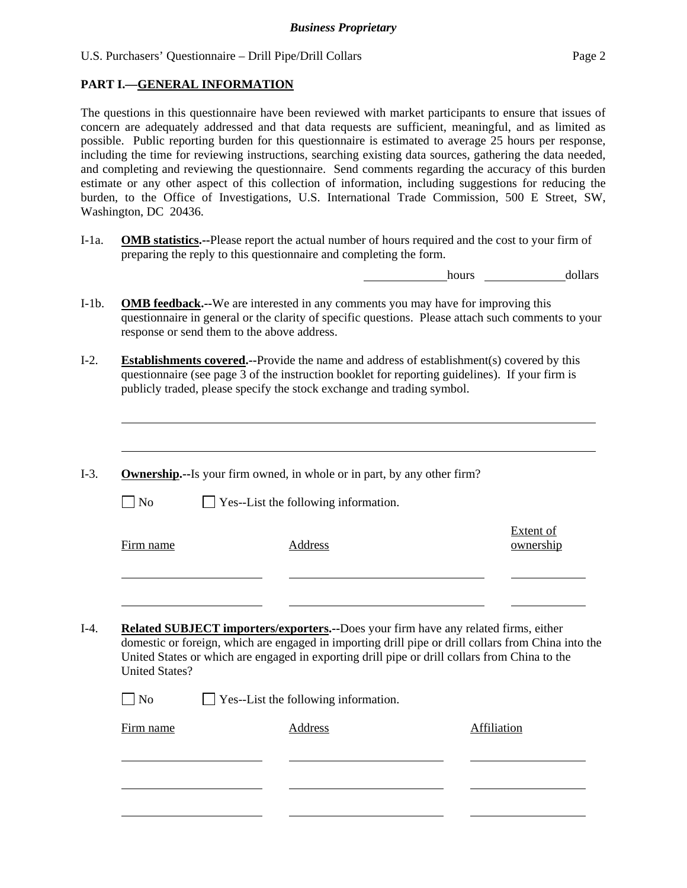## PART I.—GENERAL INFORMATION

The questions in this questionnaire have been reviewed with market participants to ensure that issues of concern are adequately addressed and that data requests are sufficient, meaningful, and as limited as possible. Public reporting burden for this questionnaire is estimated to average 25 hours per response, including the time for reviewing instructions, searching existing data sources, gathering the data needed, and completing and reviewing the questionnaire. Send comments regarding the accuracy of this burden estimate or any other aspect of this collection of information, including suggestions for reducing the burden, to the Office of Investigations, U.S. International Trade Commission, 500 E Street, SW, Washington, DC 20436.

I-1a. **OMB statistics.**--Please report the actual number of hours required and the cost to your firm of preparing the reply to this questionnaire and completing the form.

\_\_\_\_\_\_\_\_\_\_ hours \_\_\_\_\_\_\_\_\_\_ dollars

I-1b. **OMB feedback.**--We are interested in any comments you may have for improving this questionnaire in general or the clarity of specific questions. Please attach such comments to your response or send them to the above address.

I-2. **Establishments covered.**--Provide the name and address of establishment(s) covered by this questionnaire (see page 3 of the instruction booklet for reporting guidelines). If your firm is publicly traded, please specify the stock exchange and trading symbol.

\_\_\_\_\_\_\_\_\_\_\_\_\_\_\_\_\_\_\_\_\_\_\_\_\_\_\_\_\_\_\_\_\_\_\_\_\_\_\_\_\_\_\_\_\_\_\_\_\_\_\_\_\_\_\_\_\_\_\_\_

\_\_\_\_\_\_\_\_\_\_\_\_\_\_\_\_\_\_\_\_\_\_\_\_\_\_\_\_\_\_\_\_\_\_\_\_\_\_\_\_\_\_\_\_\_\_\_\_\_\_\_\_\_\_\_\_\_\_\_\_

I-3. **Ownership.**--Is your firm owned, in whole or in part, by any other firm?

☐ No ☐ Yes--List the following information.

| Firm name | Address | Extent of ownership |
|---|---|---|
| | | |
| | | |

I-4. **Related SUBJECT importers/exporters.**--Does your firm have any related firms, either domestic or foreign, which are engaged in importing drill pipe or drill collars from China into the United States or which are engaged in exporting drill pipe or drill collars from China to the United States?

☐ No ☐ Yes--List the following information.

| Firm name | Address | Affiliation |
|---|---|---|
| | | |
| | | |
| | | |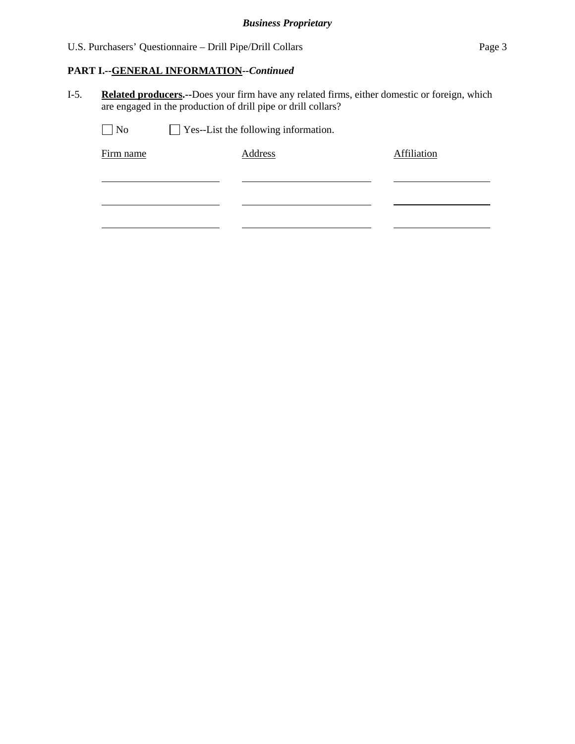**PART I.--GENERAL INFORMATION--*Continued***

I-5. **Related producers.--**Does your firm have any related firms, either domestic or foreign, which are engaged in the production of drill pipe or drill collars?

☐ No ☐ Yes--List the following information.

| Firm name | Address | Affiliation |
|---|---|---|
| | | |
| | | |
| | | |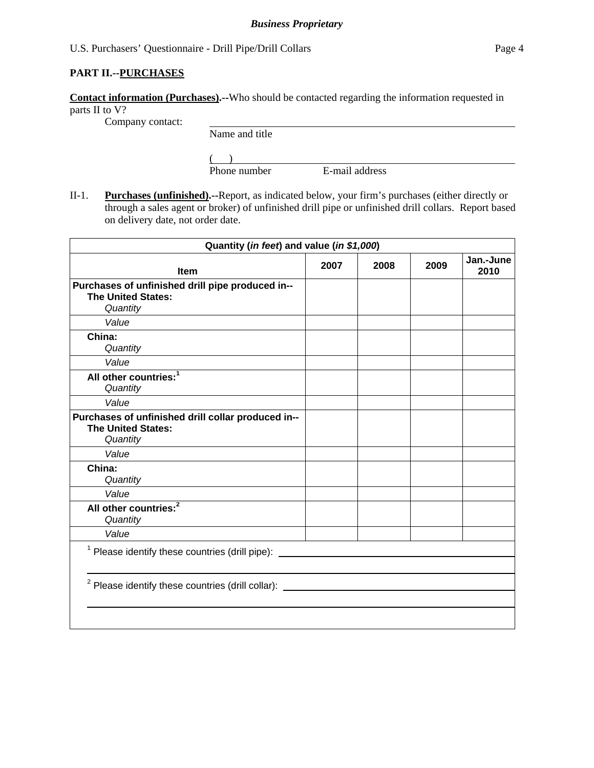**PART II.--PURCHASES**

**Contact information (Purchases).**--Who should be contacted regarding the information requested in parts II to V?

Company contact: ____________________________________________
Name and title

(     ) ____________________________________________
Phone number          E-mail address

II-1. **Purchases (unfinished).**--Report, as indicated below, your firm's purchases (either directly or through a sales agent or broker) of unfinished drill pipe or unfinished drill collars. Report based on delivery date, not order date.

| Quantity (*in feet*) and value (*in $1,000*) | | | | |
|---|---|---|---|---|
| **Item** | **2007** | **2008** | **2009** | **Jan.-June 2010** |
| **Purchases of unfinished drill pipe produced in--** **The United States:** *Quantity* | | | | |
| *Value* | | | | |
| **China:** *Quantity* | | | | |
| *Value* | | | | |
| **All other countries:**[1] *Quantity* | | | | |
| *Value* | | | | |
| **Purchases of unfinished drill collar produced in--** **The United States:** *Quantity* | | | | |
| *Value* | | | | |
| **China:** *Quantity* | | | | |
| *Value* | | | | |
| **All other countries:**[2] *Quantity* | | | | |
| *Value* | | | | |

[1] Please identify these countries (drill pipe): ____________________________________________

[2] Please identify these countries (drill collar): ____________________________________________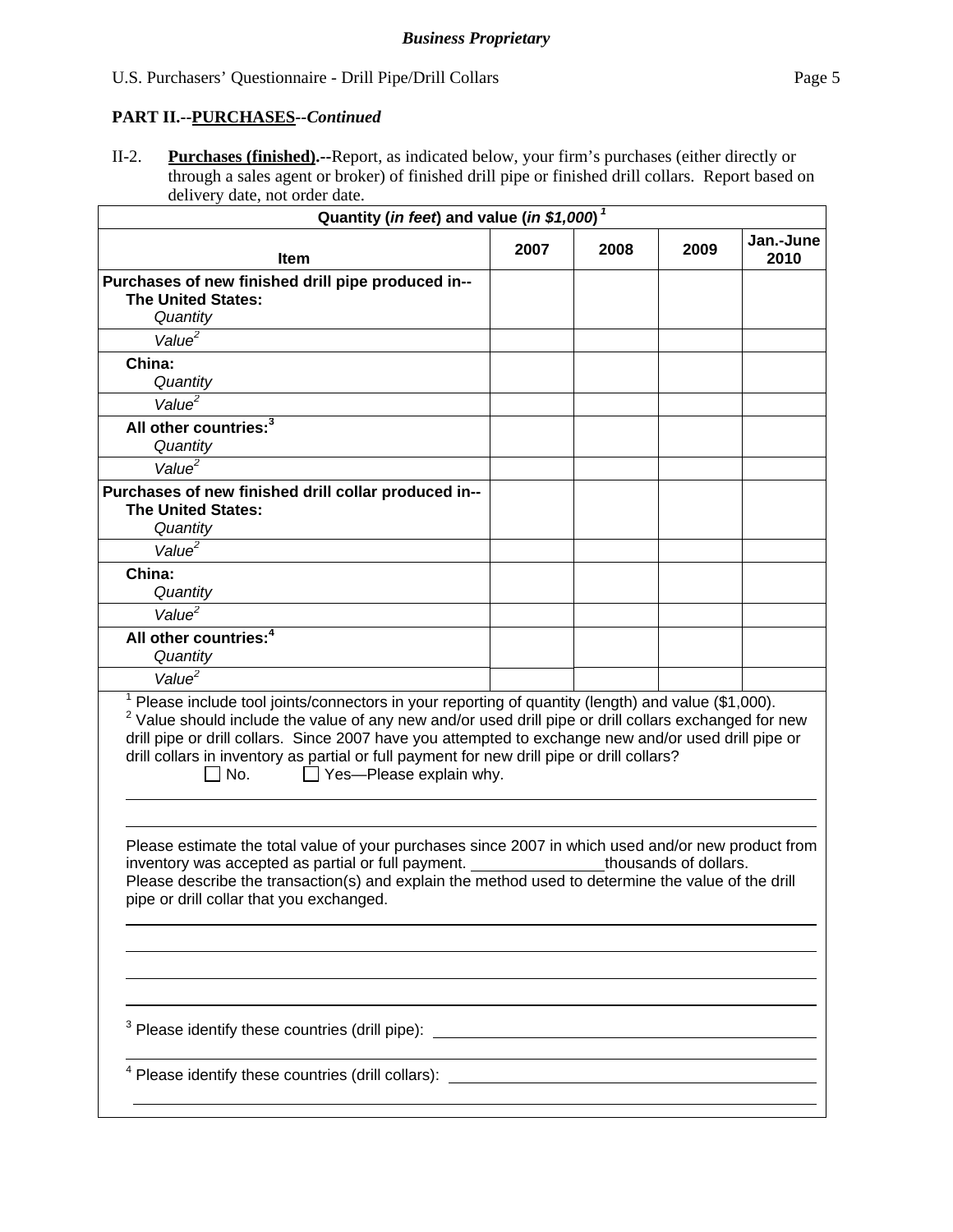**PART II.--PURCHASES--*Continued***

II-2. **Purchases (finished).**--Report, as indicated below, your firm's purchases (either directly or through a sales agent or broker) of finished drill pipe or finished drill collars. Report based on delivery date, not order date.

| Quantity (*in feet*) and value (*in $1,000*) [1] | | | | |
|---|---|---|---|---|
| **Item** | **2007** | **2008** | **2009** | **Jan.-June 2010** |
| **Purchases of new finished drill pipe produced in--** | | | | |
| **The United States:** *Quantity* | | | | |
| *Value*[2] | | | | |
| **China:** *Quantity* | | | | |
| *Value*[2] | | | | |
| **All other countries:**[3] *Quantity* | | | | |
| *Value*[2] | | | | |
| **Purchases of new finished drill collar produced in--** | | | | |
| **The United States:** *Quantity* | | | | |
| *Value*[2] | | | | |
| **China:** *Quantity* | | | | |
| *Value*[2] | | | | |
| **All other countries:**[4] *Quantity* | | | | |
| *Value*[2] | | | | |

[1] Please include tool joints/connectors in your reporting of quantity (length) and value ($1,000).

[2] Value should include the value of any new and/or used drill pipe or drill collars exchanged for new drill pipe or drill collars. Since 2007 have you attempted to exchange new and/or used drill pipe or drill collars in inventory as partial or full payment for new drill pipe or drill collars?

☐ No. ☐ Yes—Please explain why.

______________________________________________________________________

______________________________________________________________________

Please estimate the total value of your purchases since 2007 in which used and/or new product from inventory was accepted as partial or full payment. _______________ thousands of dollars.
Please describe the transaction(s) and explain the method used to determine the value of the drill pipe or drill collar that you exchanged.

______________________________________________________________________

______________________________________________________________________

______________________________________________________________________

______________________________________________________________________

[3] Please identify these countries (drill pipe): ________________________________

______________________________________________________________________

[4] Please identify these countries (drill collars): ________________________________

______________________________________________________________________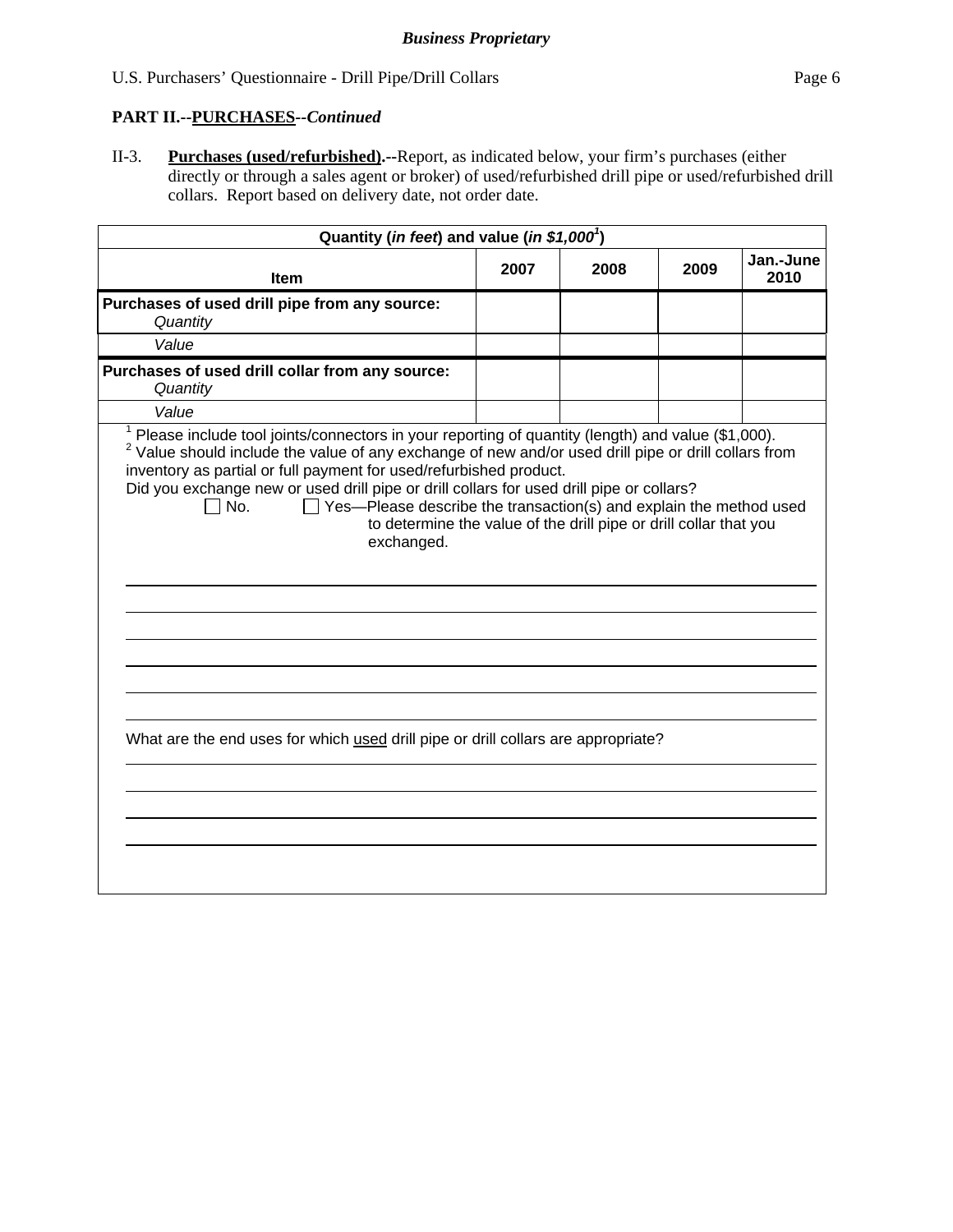**PART II.--PURCHASES--*Continued***

II-3. **Purchases (used/refurbished).--**Report, as indicated below, your firm's purchases (either directly or through a sales agent or broker) of used/refurbished drill pipe or used/refurbished drill collars. Report based on delivery date, not order date.

| Quantity (*in feet*) and value (*in $1,000*[1]) | | | | |
|---|---|---|---|---|
| **Item** | **2007** | **2008** | **2009** | **Jan.-June 2010** |
| **Purchases of used drill pipe from any source:** *Quantity* | | | | |
| *Value* | | | | |
| **Purchases of used drill collar from any source:** *Quantity* | | | | |
| *Value* | | | | |

[1] Please include tool joints/connectors in your reporting of quantity (length) and value ($1,000).
[2] Value should include the value of any exchange of new and/or used drill pipe or drill collars from inventory as partial or full payment for used/refurbished product.

Did you exchange new or used drill pipe or drill collars for used drill pipe or collars?

☐ No. ☐ Yes—Please describe the transaction(s) and explain the method used to determine the value of the drill pipe or drill collar that you exchanged.

______________________________________________________________________

______________________________________________________________________

______________________________________________________________________

______________________________________________________________________

______________________________________________________________________

______________________________________________________________________

What are the end uses for which used drill pipe or drill collars are appropriate?

______________________________________________________________________

______________________________________________________________________

______________________________________________________________________

______________________________________________________________________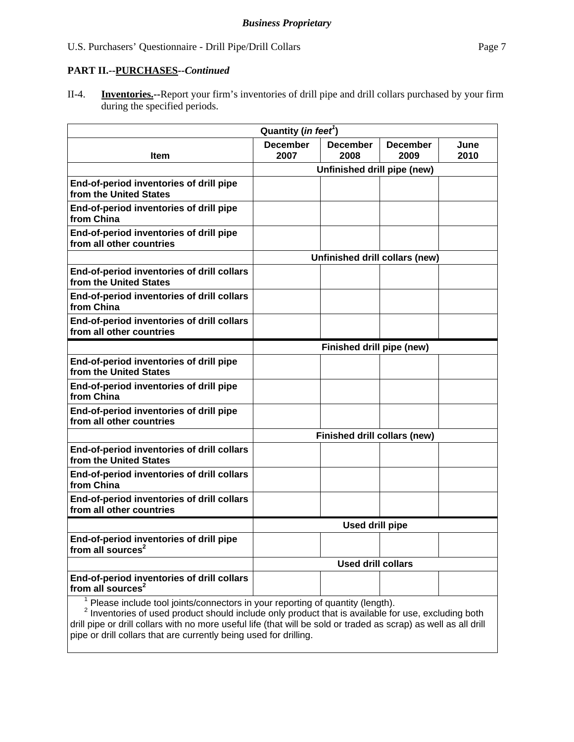**PART II.--PURCHASES--*Continued***

II-4. **Inventories.--**Report your firm's inventories of drill pipe and drill collars purchased by your firm during the specified periods.

| Item | Quantity (*in feet*[1]) December 2007 | December 2008 | December 2009 | June 2010 |
|---|---|---|---|---|
| | Unfinished drill pipe (new) | | | |
| End-of-period inventories of drill pipe from the United States | | | | |
| End-of-period inventories of drill pipe from China | | | | |
| End-of-period inventories of drill pipe from all other countries | | | | |
| | Unfinished drill collars (new) | | | |
| End-of-period inventories of drill collars from the United States | | | | |
| End-of-period inventories of drill collars from China | | | | |
| End-of-period inventories of drill collars from all other countries | | | | |
| | Finished drill pipe (new) | | | |
| End-of-period inventories of drill pipe from the United States | | | | |
| End-of-period inventories of drill pipe from China | | | | |
| End-of-period inventories of drill pipe from all other countries | | | | |
| | Finished drill collars (new) | | | |
| End-of-period inventories of drill collars from the United States | | | | |
| End-of-period inventories of drill collars from China | | | | |
| End-of-period inventories of drill collars from all other countries | | | | |
| | Used drill pipe | | | |
| End-of-period inventories of drill pipe from all sources[2] | | | | |
| | Used drill collars | | | |
| End-of-period inventories of drill collars from all sources[2] | | | | |

[1] Please include tool joints/connectors in your reporting of quantity (length).
[2] Inventories of used product should include only product that is available for use, excluding both drill pipe or drill collars with no more useful life (that will be sold or traded as scrap) as well as all drill pipe or drill collars that are currently being used for drilling.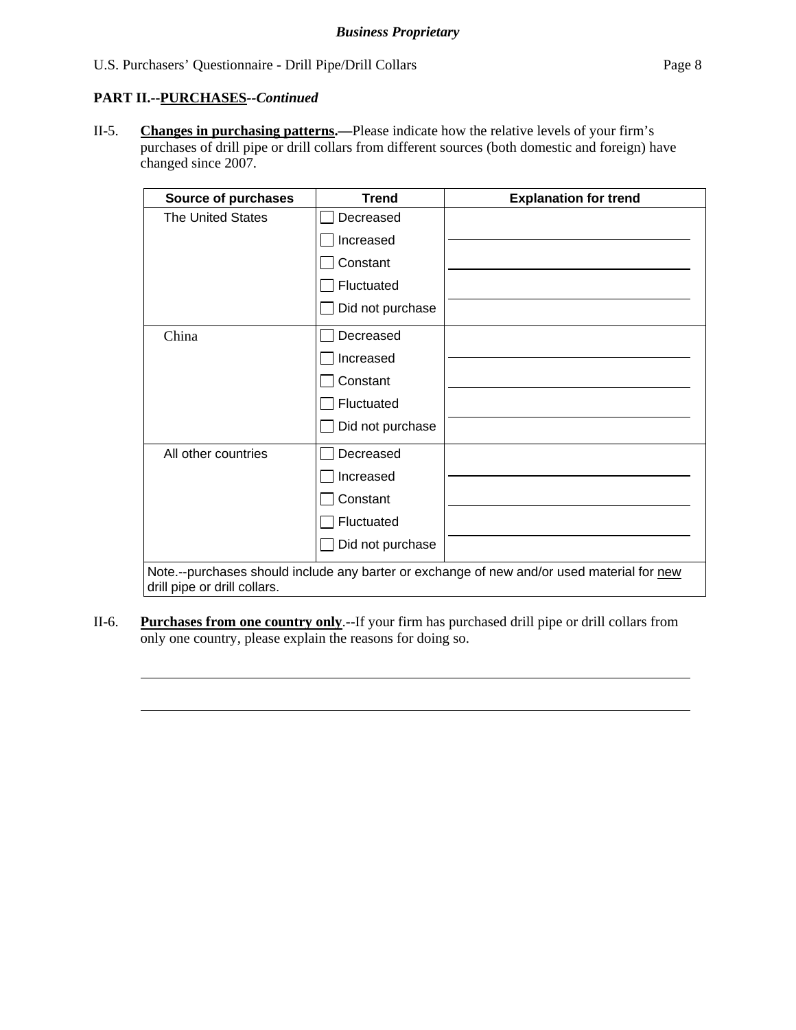**PART II.--PURCHASES--*Continued***

II-5. **Changes in purchasing patterns.—**Please indicate how the relative levels of your firm's purchases of drill pipe or drill collars from different sources (both domestic and foreign) have changed since 2007.

| Source of purchases | Trend | Explanation for trend |
|---|---|---|
| The United States | ☐ Decreased<br>☐ Increased<br>☐ Constant<br>☐ Fluctuated<br>☐ Did not purchase | |
| China | ☐ Decreased<br>☐ Increased<br>☐ Constant<br>☐ Fluctuated<br>☐ Did not purchase | |
| All other countries | ☐ Decreased<br>☐ Increased<br>☐ Constant<br>☐ Fluctuated<br>☐ Did not purchase | |
| Note.--purchases should include any barter or exchange of new and/or used material for new drill pipe or drill collars. | | |

II-6. **Purchases from one country only**.--If your firm has purchased drill pipe or drill collars from only one country, please explain the reasons for doing so.

______________________________________________________________________

______________________________________________________________________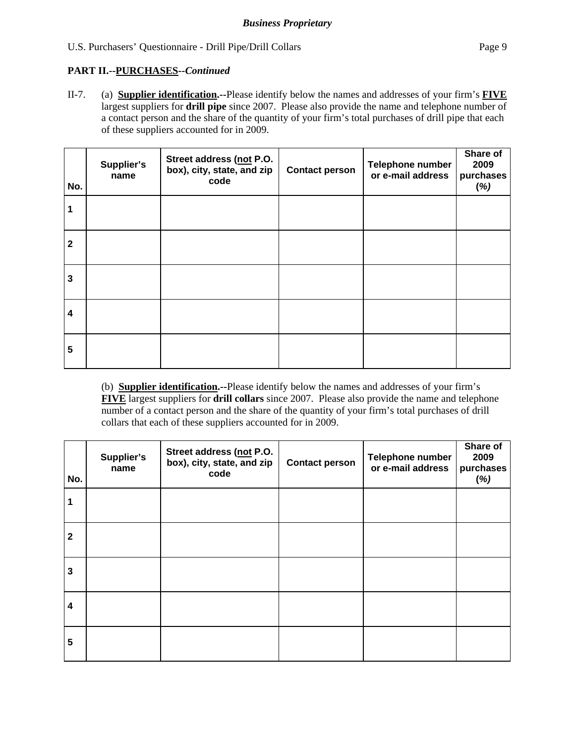**PART II.--PURCHASES--*Continued***

II-7. (a) **Supplier identification.--**Please identify below the names and addresses of your firm's **FIVE** largest suppliers for **drill pipe** since 2007. Please also provide the name and telephone number of a contact person and the share of the quantity of your firm's total purchases of drill pipe that each of these suppliers accounted for in 2009.

| No. | Supplier's name | Street address (not P.O. box), city, state, and zip code | Contact person | Telephone number or e-mail address | Share of 2009 purchases (%) |
|---|---|---|---|---|---|
| 1 | | | | | |
| 2 | | | | | |
| 3 | | | | | |
| 4 | | | | | |
| 5 | | | | | |

(b) **Supplier identification.--**Please identify below the names and addresses of your firm's **FIVE** largest suppliers for **drill collars** since 2007. Please also provide the name and telephone number of a contact person and the share of the quantity of your firm's total purchases of drill collars that each of these suppliers accounted for in 2009.

| No. | Supplier's name | Street address (not P.O. box), city, state, and zip code | Contact person | Telephone number or e-mail address | Share of 2009 purchases (%) |
|---|---|---|---|---|---|
| 1 | | | | | |
| 2 | | | | | |
| 3 | | | | | |
| 4 | | | | | |
| 5 | | | | | |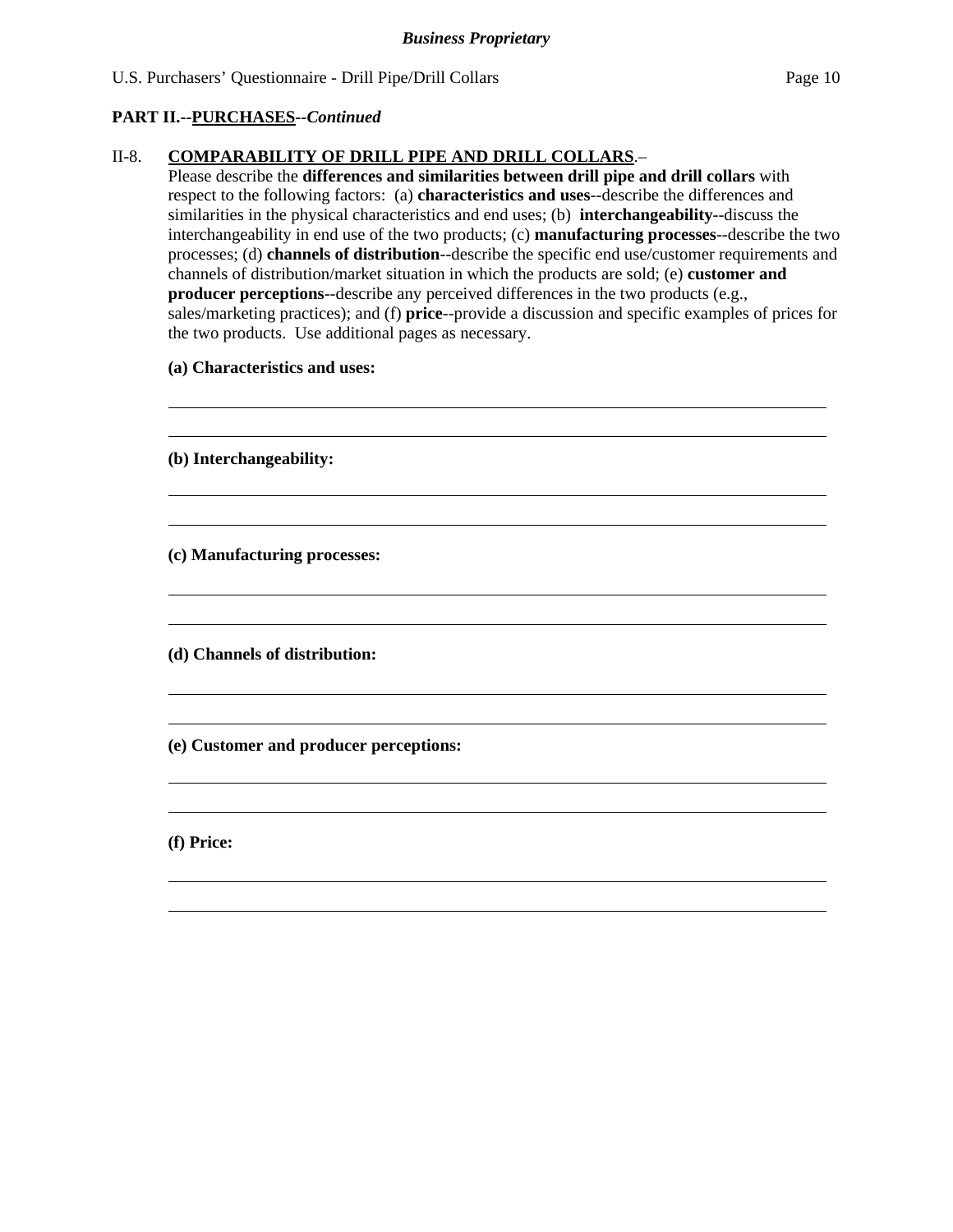**PART II.--PURCHASES--*Continued***

II-8. **COMPARABILITY OF DRILL PIPE AND DRILL COLLARS**.– Please describe the **differences and similarities between drill pipe and drill collars** with respect to the following factors: (a) **characteristics and uses**--describe the differences and similarities in the physical characteristics and end uses; (b) **interchangeability**--discuss the interchangeability in end use of the two products; (c) **manufacturing processes**--describe the two processes; (d) **channels of distribution**--describe the specific end use/customer requirements and channels of distribution/market situation in which the products are sold; (e) **customer and producer perceptions**--describe any perceived differences in the two products (e.g., sales/marketing practices); and (f) **price**--provide a discussion and specific examples of prices for the two products. Use additional pages as necessary.

**(a) Characteristics and uses:**

______________________________________________________________________

______________________________________________________________________

**(b) Interchangeability:**

______________________________________________________________________

______________________________________________________________________

**(c) Manufacturing processes:**

______________________________________________________________________

______________________________________________________________________

**(d) Channels of distribution:**

______________________________________________________________________

______________________________________________________________________

**(e) Customer and producer perceptions:**

______________________________________________________________________

______________________________________________________________________

**(f) Price:**

______________________________________________________________________

______________________________________________________________________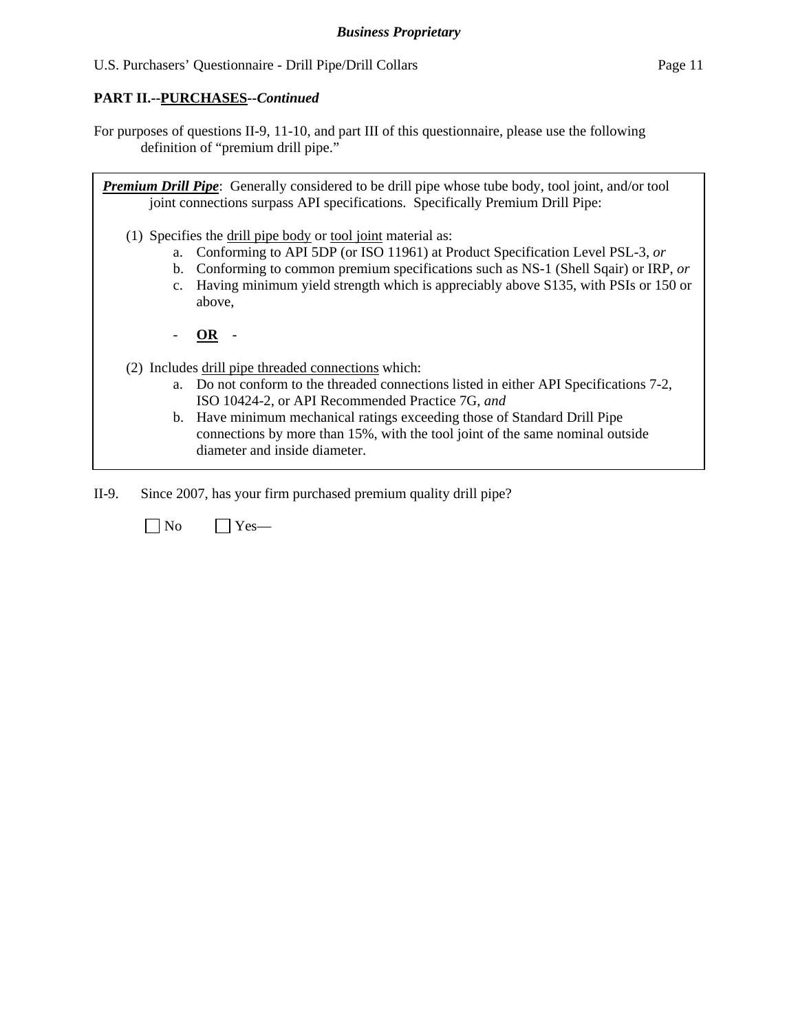**PART II.--PURCHASES--*Continued***

For purposes of questions II-9, 11-10, and part III of this questionnaire, please use the following definition of "premium drill pipe."

> ***Premium Drill Pipe***: Generally considered to be drill pipe whose tube body, tool joint, and/or tool joint connections surpass API specifications. Specifically Premium Drill Pipe:
>
> (1) Specifies the drill pipe body or tool joint material as:
>
> a. Conforming to API 5DP (or ISO 11961) at Product Specification Level PSL-3, *or*
>
> b. Conforming to common premium specifications such as NS-1 (Shell Sqair) or IRP, *or*
>
> c. Having minimum yield strength which is appreciably above S135, with PSIs or 150 or above,
>
> \- **OR** -
>
> (2) Includes drill pipe threaded connections which:
>
> a. Do not conform to the threaded connections listed in either API Specifications 7-2, ISO 10424-2, or API Recommended Practice 7G, *and*
>
> b. Have minimum mechanical ratings exceeding those of Standard Drill Pipe connections by more than 15%, with the tool joint of the same nominal outside diameter and inside diameter.

II-9. Since 2007, has your firm purchased premium quality drill pipe?

☐ No ☐ Yes—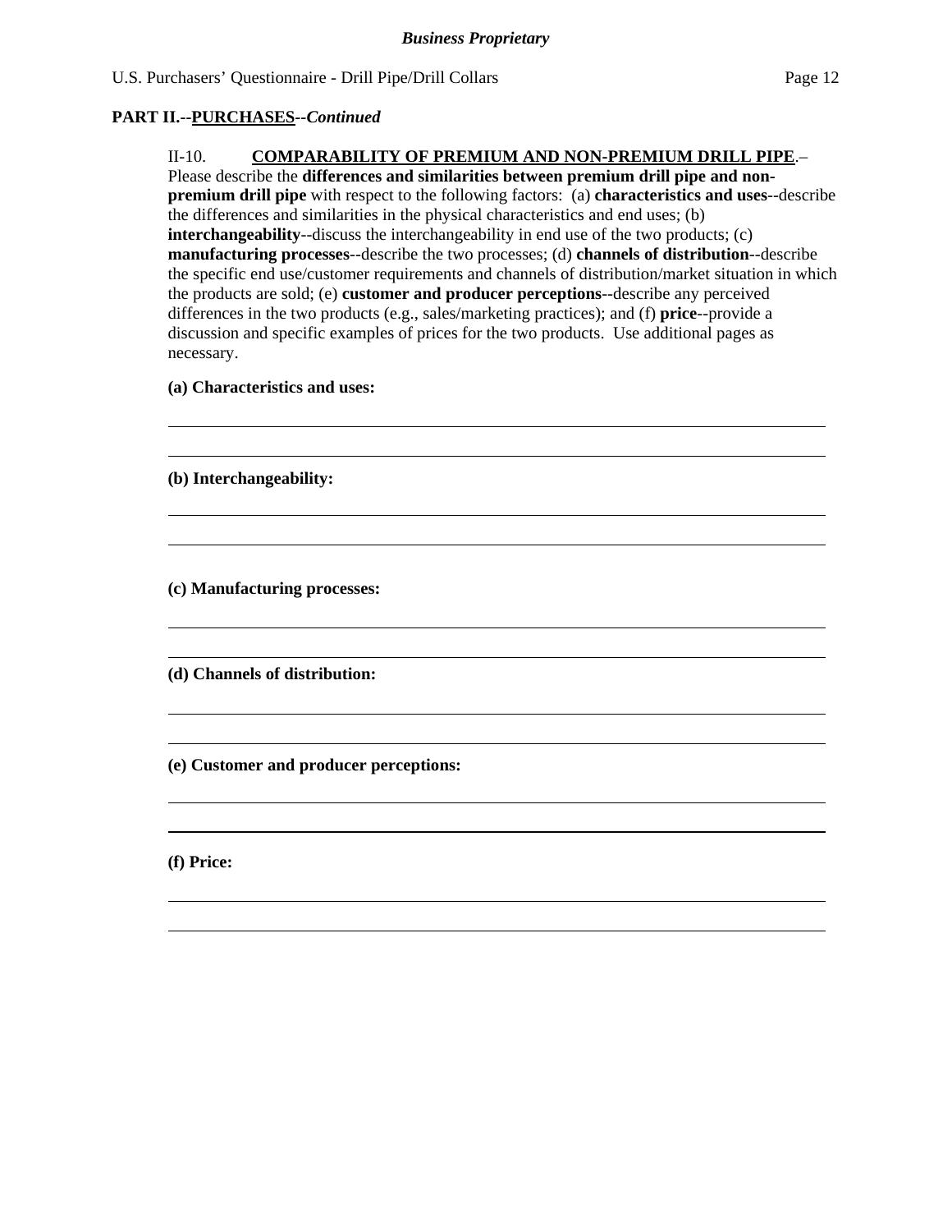**PART II.--PURCHASES--*Continued***

II-10. **COMPARABILITY OF PREMIUM AND NON-PREMIUM DRILL PIPE**.– Please describe the **differences and similarities between premium drill pipe and non-premium drill pipe** with respect to the following factors: (a) **characteristics and uses**--describe the differences and similarities in the physical characteristics and end uses; (b) **interchangeability**--discuss the interchangeability in end use of the two products; (c) **manufacturing processes**--describe the two processes; (d) **channels of distribution**--describe the specific end use/customer requirements and channels of distribution/market situation in which the products are sold; (e) **customer and producer perceptions**--describe any perceived differences in the two products (e.g., sales/marketing practices); and (f) **price**--provide a discussion and specific examples of prices for the two products. Use additional pages as necessary.

**(a) Characteristics and uses:**

\_\_\_\_\_\_\_\_\_\_\_\_\_\_\_\_\_\_\_\_\_\_\_\_\_\_\_\_\_\_\_\_\_\_\_\_\_\_\_\_\_\_\_\_\_\_\_\_\_\_\_\_\_\_\_\_\_\_\_\_\_\_\_\_\_\_\_\_\_\_\_\_\_\_

\_\_\_\_\_\_\_\_\_\_\_\_\_\_\_\_\_\_\_\_\_\_\_\_\_\_\_\_\_\_\_\_\_\_\_\_\_\_\_\_\_\_\_\_\_\_\_\_\_\_\_\_\_\_\_\_\_\_\_\_\_\_\_\_\_\_\_\_\_\_\_\_\_\_

**(b) Interchangeability:**

\_\_\_\_\_\_\_\_\_\_\_\_\_\_\_\_\_\_\_\_\_\_\_\_\_\_\_\_\_\_\_\_\_\_\_\_\_\_\_\_\_\_\_\_\_\_\_\_\_\_\_\_\_\_\_\_\_\_\_\_\_\_\_\_\_\_\_\_\_\_\_\_\_\_

\_\_\_\_\_\_\_\_\_\_\_\_\_\_\_\_\_\_\_\_\_\_\_\_\_\_\_\_\_\_\_\_\_\_\_\_\_\_\_\_\_\_\_\_\_\_\_\_\_\_\_\_\_\_\_\_\_\_\_\_\_\_\_\_\_\_\_\_\_\_\_\_\_\_

**(c) Manufacturing processes:**

\_\_\_\_\_\_\_\_\_\_\_\_\_\_\_\_\_\_\_\_\_\_\_\_\_\_\_\_\_\_\_\_\_\_\_\_\_\_\_\_\_\_\_\_\_\_\_\_\_\_\_\_\_\_\_\_\_\_\_\_\_\_\_\_\_\_\_\_\_\_\_\_\_\_

\_\_\_\_\_\_\_\_\_\_\_\_\_\_\_\_\_\_\_\_\_\_\_\_\_\_\_\_\_\_\_\_\_\_\_\_\_\_\_\_\_\_\_\_\_\_\_\_\_\_\_\_\_\_\_\_\_\_\_\_\_\_\_\_\_\_\_\_\_\_\_\_\_\_

**(d) Channels of distribution:**

\_\_\_\_\_\_\_\_\_\_\_\_\_\_\_\_\_\_\_\_\_\_\_\_\_\_\_\_\_\_\_\_\_\_\_\_\_\_\_\_\_\_\_\_\_\_\_\_\_\_\_\_\_\_\_\_\_\_\_\_\_\_\_\_\_\_\_\_\_\_\_\_\_\_

\_\_\_\_\_\_\_\_\_\_\_\_\_\_\_\_\_\_\_\_\_\_\_\_\_\_\_\_\_\_\_\_\_\_\_\_\_\_\_\_\_\_\_\_\_\_\_\_\_\_\_\_\_\_\_\_\_\_\_\_\_\_\_\_\_\_\_\_\_\_\_\_\_\_

**(e) Customer and producer perceptions:**

\_\_\_\_\_\_\_\_\_\_\_\_\_\_\_\_\_\_\_\_\_\_\_\_\_\_\_\_\_\_\_\_\_\_\_\_\_\_\_\_\_\_\_\_\_\_\_\_\_\_\_\_\_\_\_\_\_\_\_\_\_\_\_\_\_\_\_\_\_\_\_\_\_\_

\_\_\_\_\_\_\_\_\_\_\_\_\_\_\_\_\_\_\_\_\_\_\_\_\_\_\_\_\_\_\_\_\_\_\_\_\_\_\_\_\_\_\_\_\_\_\_\_\_\_\_\_\_\_\_\_\_\_\_\_\_\_\_\_\_\_\_\_\_\_\_\_\_\_

**(f) Price:**

\_\_\_\_\_\_\_\_\_\_\_\_\_\_\_\_\_\_\_\_\_\_\_\_\_\_\_\_\_\_\_\_\_\_\_\_\_\_\_\_\_\_\_\_\_\_\_\_\_\_\_\_\_\_\_\_\_\_\_\_\_\_\_\_\_\_\_\_\_\_\_\_\_\_

\_\_\_\_\_\_\_\_\_\_\_\_\_\_\_\_\_\_\_\_\_\_\_\_\_\_\_\_\_\_\_\_\_\_\_\_\_\_\_\_\_\_\_\_\_\_\_\_\_\_\_\_\_\_\_\_\_\_\_\_\_\_\_\_\_\_\_\_\_\_\_\_\_\_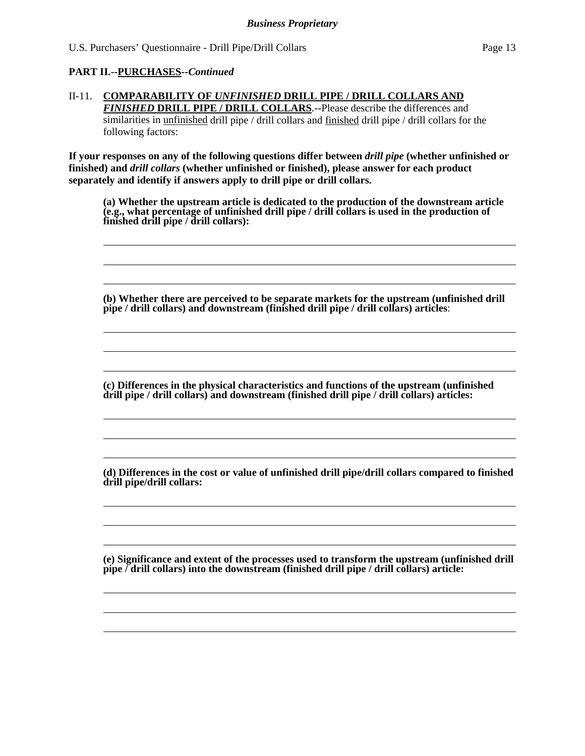**PART II.--<u>PURCHASES</u>--*Continued***

II-11. **<u>COMPARABILITY OF *UNFINISHED* DRILL PIPE / DRILL COLLARS AND *FINISHED* DRILL PIPE / DRILL COLLARS</u>**.--Please describe the differences and similarities in <u>unfinished</u> drill pipe / drill collars and <u>finished</u> drill pipe / drill collars for the following factors:

**If your responses on any of the following questions differ between *drill pipe* (whether unfinished or finished) and *drill collars* (whether unfinished or finished), please answer for each product separately and identify if answers apply to drill pipe or drill collars.**

**(a) Whether the upstream article is dedicated to the production of the downstream article (e.g., what percentage of unfinished drill pipe / drill collars is used in the production of finished drill pipe / drill collars):**

______________________________________________________________________________

______________________________________________________________________________

______________________________________________________________________________

**(b) Whether there are perceived to be separate markets for the upstream (unfinished drill pipe / drill collars) and downstream (finished drill pipe / drill collars) articles**:

______________________________________________________________________________

______________________________________________________________________________

______________________________________________________________________________

**(c) Differences in the physical characteristics and functions of the upstream (unfinished drill pipe / drill collars) and downstream (finished drill pipe / drill collars) articles:**

______________________________________________________________________________

______________________________________________________________________________

______________________________________________________________________________

**(d) Differences in the cost or value of unfinished drill pipe/drill collars compared to finished drill pipe/drill collars:**

______________________________________________________________________________

______________________________________________________________________________

______________________________________________________________________________

**(e) Significance and extent of the processes used to transform the upstream (unfinished drill pipe / drill collars) into the downstream (finished drill pipe / drill collars) article:**

______________________________________________________________________________

______________________________________________________________________________

______________________________________________________________________________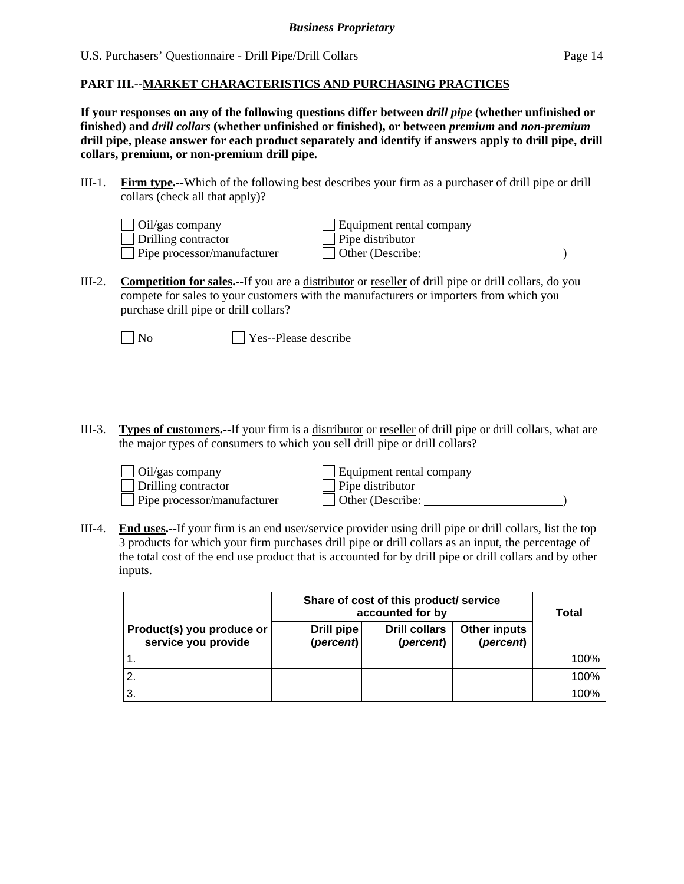## PART III.--MARKET CHARACTERISTICS AND PURCHASING PRACTICES

**If your responses on any of the following questions differ between *drill pipe* (whether unfinished or finished) and *drill collars* (whether unfinished or finished), or between *premium* and *non-premium* drill pipe, please answer for each product separately and identify if answers apply to drill pipe, drill collars, premium, or non-premium drill pipe.**

III-1. **Firm type.--**Which of the following best describes your firm as a purchaser of drill pipe or drill collars (check all that apply)?

- ☐ Oil/gas company
- ☐ Drilling contractor
- ☐ Pipe processor/manufacturer
- ☐ Equipment rental company
- ☐ Pipe distributor
- ☐ Other (Describe: ______________________)

III-2. **Competition for sales.--**If you are a distributor or reseller of drill pipe or drill collars, do you compete for sales to your customers with the manufacturers or importers from which you purchase drill pipe or drill collars?

☐ No ☐ Yes--Please describe

______________________________________________________________________

______________________________________________________________________

III-3. **Types of customers.--**If your firm is a distributor or reseller of drill pipe or drill collars, what are the major types of consumers to which you sell drill pipe or drill collars?

- ☐ Oil/gas company
- ☐ Drilling contractor
- ☐ Pipe processor/manufacturer
- ☐ Equipment rental company
- ☐ Pipe distributor
- ☐ Other (Describe: ______________________)

III-4. **End uses.--**If your firm is an end user/service provider using drill pipe or drill collars, list the top 3 products for which your firm purchases drill pipe or drill collars as an input, the percentage of the total cost of the end use product that is accounted for by drill pipe or drill collars and by other inputs.

| | Share of cost of this product/ service accounted for by | | | Total |
|---|---|---|---|---|
| **Product(s) you produce or service you provide** | **Drill pipe (*percent*)** | **Drill collars (*percent*)** | **Other inputs (*percent*)** | |
| 1. | | | | 100% |
| 2. | | | | 100% |
| 3. | | | | 100% |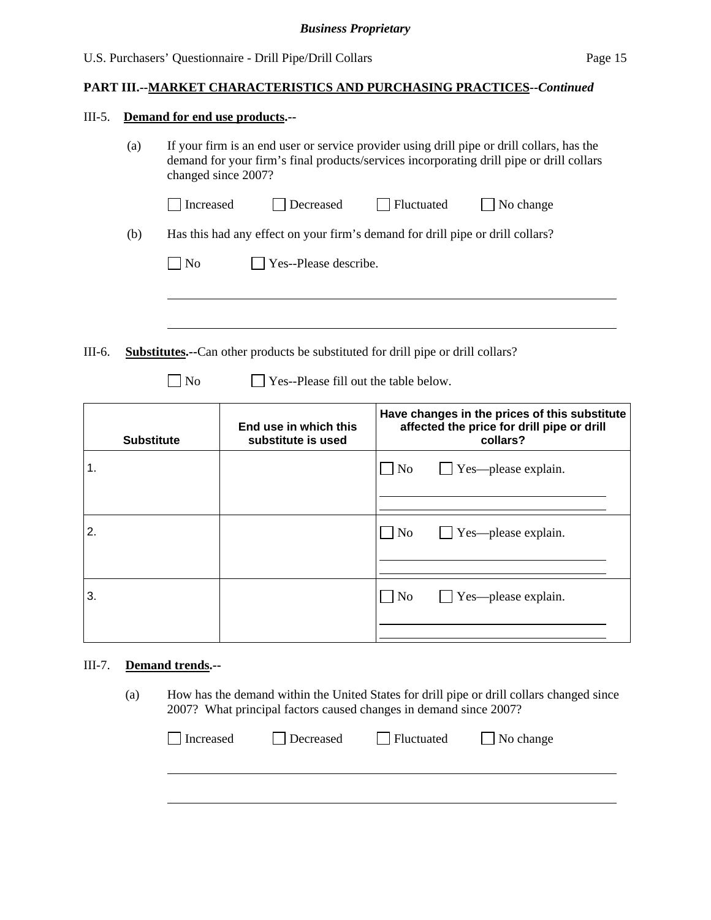**PART III.--MARKET CHARACTERISTICS AND PURCHASING PRACTICES--*Continued***

III-5. **Demand for end use products.--**

(a) If your firm is an end user or service provider using drill pipe or drill collars, has the demand for your firm's final products/services incorporating drill pipe or drill collars changed since 2007?

☐ Increased ☐ Decreased ☐ Fluctuated ☐ No change

(b) Has this had any effect on your firm's demand for drill pipe or drill collars?

☐ No ☐ Yes--Please describe.

\_\_\_\_\_\_\_\_\_\_\_\_\_\_\_\_\_\_\_\_\_\_\_\_\_\_\_\_\_\_\_\_\_\_\_\_\_\_\_\_\_\_\_\_\_\_\_\_\_\_\_\_\_\_\_\_\_\_\_\_

\_\_\_\_\_\_\_\_\_\_\_\_\_\_\_\_\_\_\_\_\_\_\_\_\_\_\_\_\_\_\_\_\_\_\_\_\_\_\_\_\_\_\_\_\_\_\_\_\_\_\_\_\_\_\_\_\_\_\_\_

III-6. **Substitutes.--**Can other products be substituted for drill pipe or drill collars?

☐ No ☐ Yes--Please fill out the table below.

| Substitute | End use in which this substitute is used | Have changes in the prices of this substitute affected the price for drill pipe or drill collars? |
|---|---|---|
| 1. | | ☐ No ☐ Yes—please explain. |
| 2. | | ☐ No ☐ Yes—please explain. |
| 3. | | ☐ No ☐ Yes—please explain. |

III-7. **Demand trends.--**

(a) How has the demand within the United States for drill pipe or drill collars changed since 2007? What principal factors caused changes in demand since 2007?

☐ Increased ☐ Decreased ☐ Fluctuated ☐ No change

\_\_\_\_\_\_\_\_\_\_\_\_\_\_\_\_\_\_\_\_\_\_\_\_\_\_\_\_\_\_\_\_\_\_\_\_\_\_\_\_\_\_\_\_\_\_\_\_\_\_\_\_\_\_\_\_\_\_\_\_

\_\_\_\_\_\_\_\_\_\_\_\_\_\_\_\_\_\_\_\_\_\_\_\_\_\_\_\_\_\_\_\_\_\_\_\_\_\_\_\_\_\_\_\_\_\_\_\_\_\_\_\_\_\_\_\_\_\_\_\_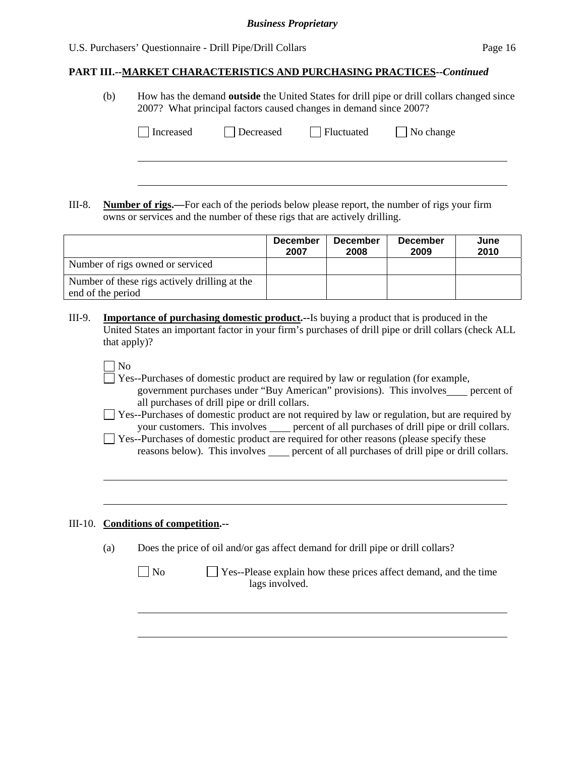**PART III.--MARKET CHARACTERISTICS AND PURCHASING PRACTICES--*Continued***

(b) How has the demand **outside** the United States for drill pipe or drill collars changed since 2007? What principal factors caused changes in demand since 2007?

☐ Increased ☐ Decreased ☐ Fluctuated ☐ No change

\_\_\_\_\_\_\_\_\_\_\_\_\_\_\_\_\_\_\_\_\_\_\_\_\_\_\_\_\_\_\_\_\_\_\_\_\_\_\_\_\_\_\_\_\_\_\_\_\_\_\_\_\_\_\_\_\_\_\_\_\_\_\_\_

\_\_\_\_\_\_\_\_\_\_\_\_\_\_\_\_\_\_\_\_\_\_\_\_\_\_\_\_\_\_\_\_\_\_\_\_\_\_\_\_\_\_\_\_\_\_\_\_\_\_\_\_\_\_\_\_\_\_\_\_\_\_\_\_

III-8. **Number of rigs.—**For each of the periods below please report, the number of rigs your firm owns or services and the number of these rigs that are actively drilling.

| | December 2007 | December 2008 | December 2009 | June 2010 |
|---|---|---|---|---|
| Number of rigs owned or serviced | | | | |
| Number of these rigs actively drilling at the end of the period | | | | |

III-9. **Importance of purchasing domestic product.--**Is buying a product that is produced in the United States an important factor in your firm's purchases of drill pipe or drill collars (check ALL that apply)?

☐ No

☐ Yes--Purchases of domestic product are required by law or regulation (for example, government purchases under "Buy American" provisions). This involves\_\_\_\_ percent of all purchases of drill pipe or drill collars.

☐ Yes--Purchases of domestic product are not required by law or regulation, but are required by your customers. This involves \_\_\_\_ percent of all purchases of drill pipe or drill collars.

☐ Yes--Purchases of domestic product are required for other reasons (please specify these reasons below). This involves \_\_\_\_ percent of all purchases of drill pipe or drill collars.

\_\_\_\_\_\_\_\_\_\_\_\_\_\_\_\_\_\_\_\_\_\_\_\_\_\_\_\_\_\_\_\_\_\_\_\_\_\_\_\_\_\_\_\_\_\_\_\_\_\_\_\_\_\_\_\_\_\_\_\_\_\_\_\_

\_\_\_\_\_\_\_\_\_\_\_\_\_\_\_\_\_\_\_\_\_\_\_\_\_\_\_\_\_\_\_\_\_\_\_\_\_\_\_\_\_\_\_\_\_\_\_\_\_\_\_\_\_\_\_\_\_\_\_\_\_\_\_\_

III-10. **Conditions of competition.--**

(a) Does the price of oil and/or gas affect demand for drill pipe or drill collars?

☐ No ☐ Yes--Please explain how these prices affect demand, and the time lags involved.

\_\_\_\_\_\_\_\_\_\_\_\_\_\_\_\_\_\_\_\_\_\_\_\_\_\_\_\_\_\_\_\_\_\_\_\_\_\_\_\_\_\_\_\_\_\_\_\_\_\_\_\_\_\_\_\_\_\_\_\_\_\_\_\_

\_\_\_\_\_\_\_\_\_\_\_\_\_\_\_\_\_\_\_\_\_\_\_\_\_\_\_\_\_\_\_\_\_\_\_\_\_\_\_\_\_\_\_\_\_\_\_\_\_\_\_\_\_\_\_\_\_\_\_\_\_\_\_\_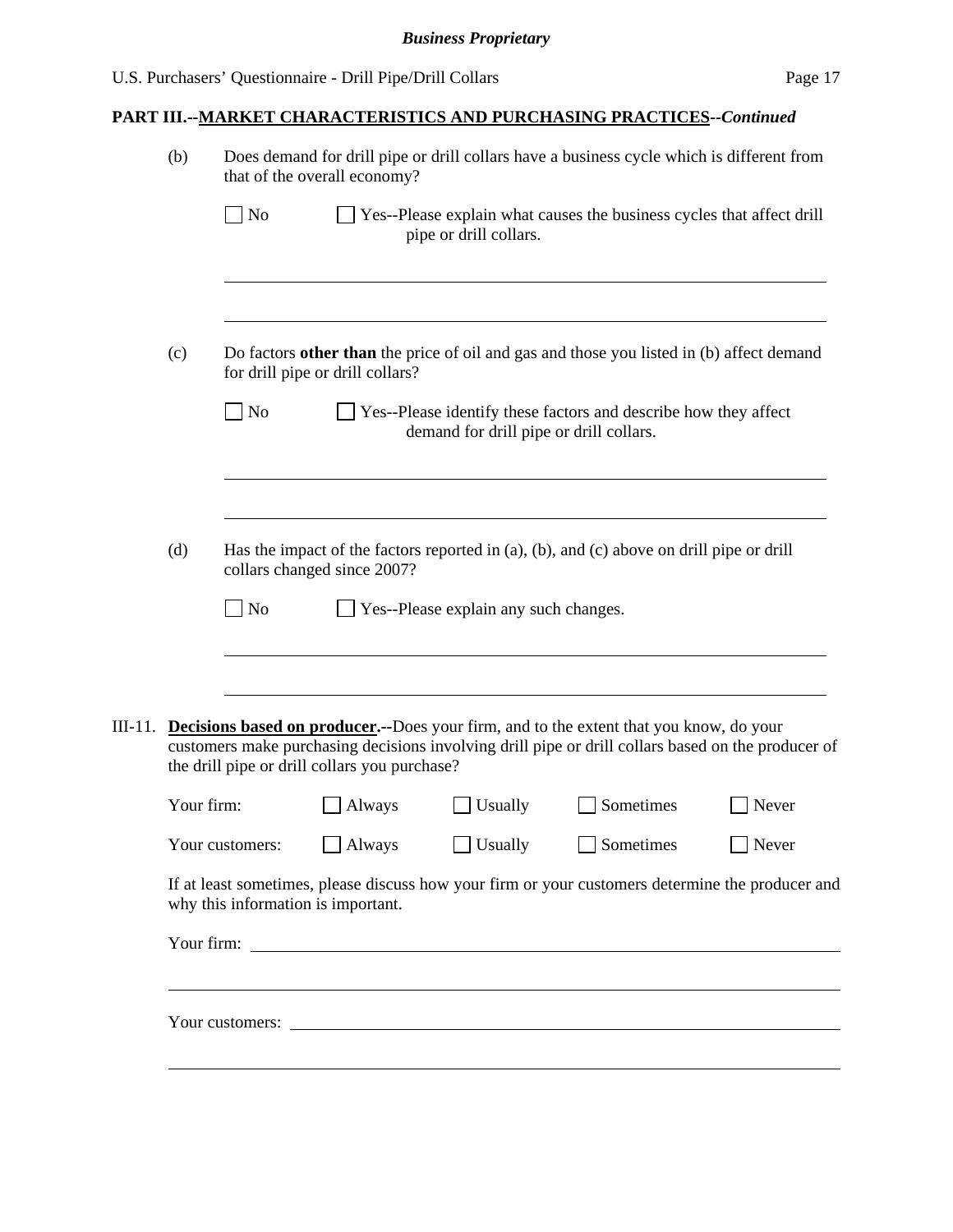**PART III.--MARKET CHARACTERISTICS AND PURCHASING PRACTICES--*Continued***

(b) Does demand for drill pipe or drill collars have a business cycle which is different from that of the overall economy?

☐ No ☐ Yes--Please explain what causes the business cycles that affect drill pipe or drill collars.

\_\_\_\_\_\_\_\_\_\_\_\_\_\_\_\_\_\_\_\_\_\_\_\_\_\_\_\_\_\_\_\_\_\_\_\_\_\_\_\_\_\_\_\_\_\_\_\_\_\_\_\_\_\_\_\_\_\_\_\_\_\_

\_\_\_\_\_\_\_\_\_\_\_\_\_\_\_\_\_\_\_\_\_\_\_\_\_\_\_\_\_\_\_\_\_\_\_\_\_\_\_\_\_\_\_\_\_\_\_\_\_\_\_\_\_\_\_\_\_\_\_\_\_\_

(c) Do factors **other than** the price of oil and gas and those you listed in (b) affect demand for drill pipe or drill collars?

☐ No ☐ Yes--Please identify these factors and describe how they affect demand for drill pipe or drill collars.

\_\_\_\_\_\_\_\_\_\_\_\_\_\_\_\_\_\_\_\_\_\_\_\_\_\_\_\_\_\_\_\_\_\_\_\_\_\_\_\_\_\_\_\_\_\_\_\_\_\_\_\_\_\_\_\_\_\_\_\_\_\_

\_\_\_\_\_\_\_\_\_\_\_\_\_\_\_\_\_\_\_\_\_\_\_\_\_\_\_\_\_\_\_\_\_\_\_\_\_\_\_\_\_\_\_\_\_\_\_\_\_\_\_\_\_\_\_\_\_\_\_\_\_\_

(d) Has the impact of the factors reported in (a), (b), and (c) above on drill pipe or drill collars changed since 2007?

☐ No ☐ Yes--Please explain any such changes.

\_\_\_\_\_\_\_\_\_\_\_\_\_\_\_\_\_\_\_\_\_\_\_\_\_\_\_\_\_\_\_\_\_\_\_\_\_\_\_\_\_\_\_\_\_\_\_\_\_\_\_\_\_\_\_\_\_\_\_\_\_\_

\_\_\_\_\_\_\_\_\_\_\_\_\_\_\_\_\_\_\_\_\_\_\_\_\_\_\_\_\_\_\_\_\_\_\_\_\_\_\_\_\_\_\_\_\_\_\_\_\_\_\_\_\_\_\_\_\_\_\_\_\_\_

III-11. **Decisions based on producer.--**Does your firm, and to the extent that you know, do your customers make purchasing decisions involving drill pipe or drill collars based on the producer of the drill pipe or drill collars you purchase?

| | | | | |
|---|---|---|---|---|
| Your firm: | ☐ Always | ☐ Usually | ☐ Sometimes | ☐ Never |
| Your customers: | ☐ Always | ☐ Usually | ☐ Sometimes | ☐ Never |

If at least sometimes, please discuss how your firm or your customers determine the producer and why this information is important.

Your firm: \_\_\_\_\_\_\_\_\_\_\_\_\_\_\_\_\_\_\_\_\_\_\_\_\_\_\_\_\_\_\_\_\_\_\_\_\_\_\_\_\_\_\_\_\_\_\_\_\_\_\_\_\_\_

\_\_\_\_\_\_\_\_\_\_\_\_\_\_\_\_\_\_\_\_\_\_\_\_\_\_\_\_\_\_\_\_\_\_\_\_\_\_\_\_\_\_\_\_\_\_\_\_\_\_\_\_\_\_\_\_\_\_\_\_\_\_

Your customers: \_\_\_\_\_\_\_\_\_\_\_\_\_\_\_\_\_\_\_\_\_\_\_\_\_\_\_\_\_\_\_\_\_\_\_\_\_\_\_\_\_\_\_\_\_\_\_\_

\_\_\_\_\_\_\_\_\_\_\_\_\_\_\_\_\_\_\_\_\_\_\_\_\_\_\_\_\_\_\_\_\_\_\_\_\_\_\_\_\_\_\_\_\_\_\_\_\_\_\_\_\_\_\_\_\_\_\_\_\_\_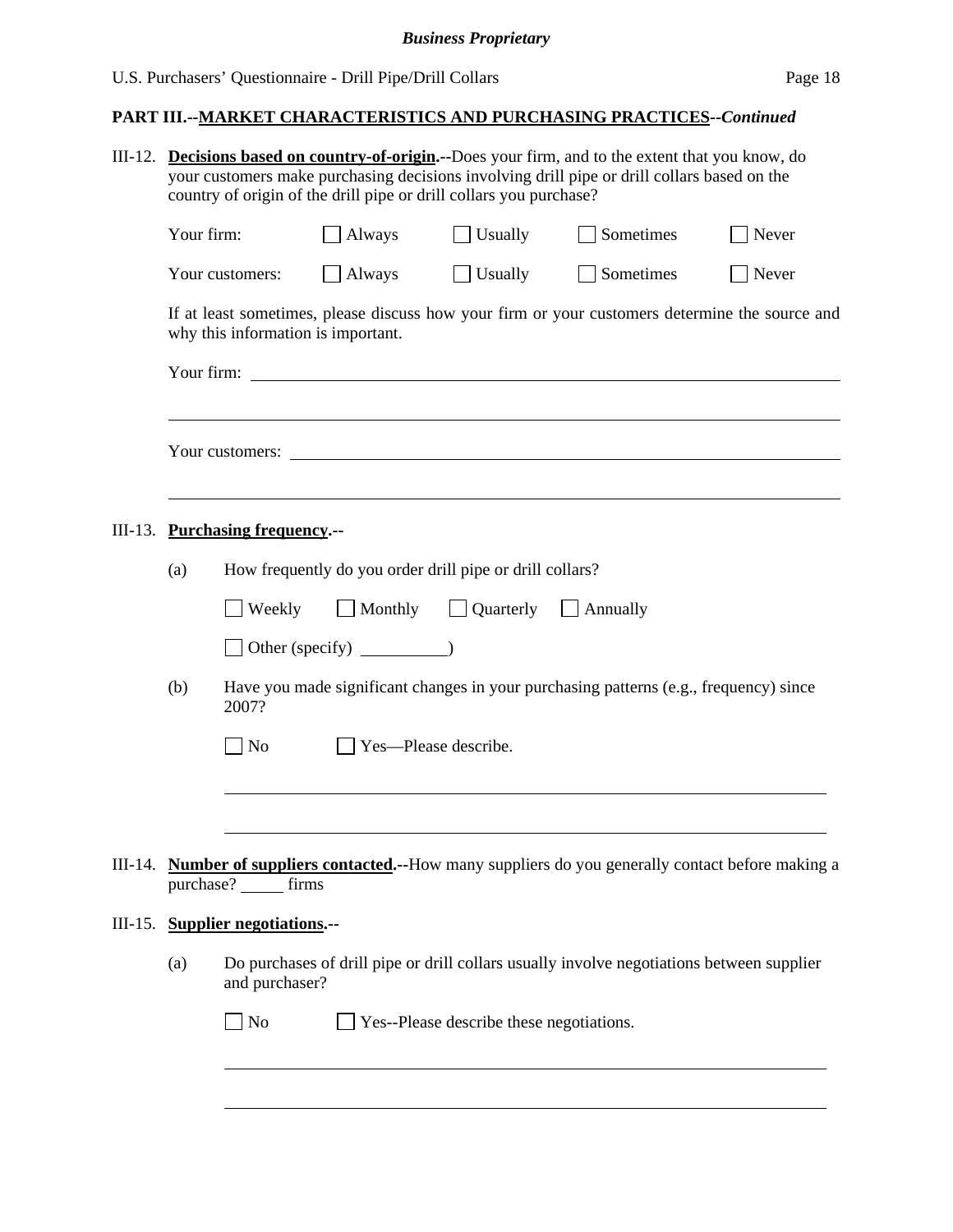**PART III.--MARKET CHARACTERISTICS AND PURCHASING PRACTICES--*Continued***

III-12. **Decisions based on country-of-origin.--**Does your firm, and to the extent that you know, do your customers make purchasing decisions involving drill pipe or drill collars based on the country of origin of the drill pipe or drill collars you purchase?

Your firm: ☐ Always ☐ Usually ☐ Sometimes ☐ Never

Your customers: ☐ Always ☐ Usually ☐ Sometimes ☐ Never

If at least sometimes, please discuss how your firm or your customers determine the source and why this information is important.

Your firm: ______________________________________________

______________________________________________

Your customers: ______________________________________________

______________________________________________

III-13. **Purchasing frequency.--**

(a) How frequently do you order drill pipe or drill collars?

☐ Weekly ☐ Monthly ☐ Quarterly ☐ Annually

☐ Other (specify) __________)

(b) Have you made significant changes in your purchasing patterns (e.g., frequency) since 2007?

☐ No ☐ Yes—Please describe.

______________________________________________

______________________________________________

III-14. **Number of suppliers contacted.--**How many suppliers do you generally contact before making a purchase? _____ firms

III-15. **Supplier negotiations.--**

(a) Do purchases of drill pipe or drill collars usually involve negotiations between supplier and purchaser?

☐ No ☐ Yes--Please describe these negotiations.

______________________________________________

______________________________________________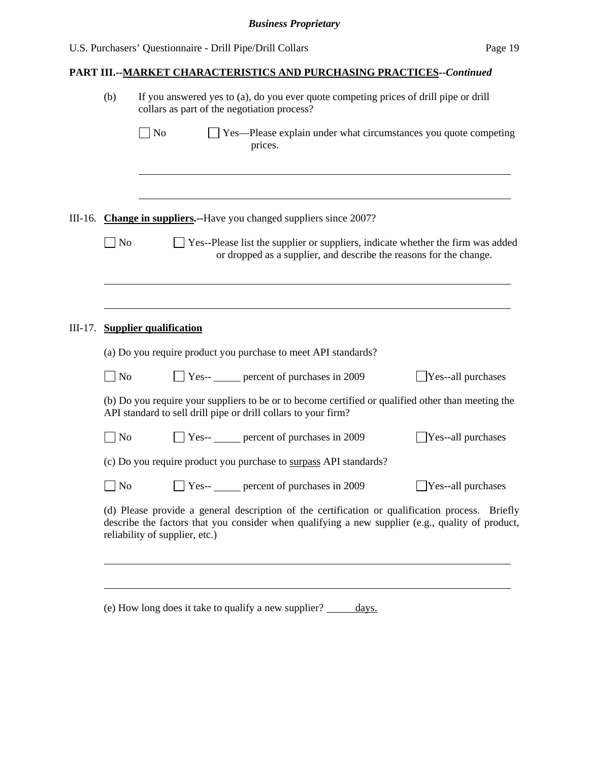*Business Proprietary*

## PART III.--MARKET CHARACTERISTICS AND PURCHASING PRACTICES--*Continued*

(b) If you answered yes to (a), do you ever quote competing prices of drill pipe or drill collars as part of the negotiation process?

☐ No ☐ Yes—Please explain under what circumstances you quote competing prices.

______________________________________________________________________

______________________________________________________________________

III-16. **Change in suppliers.--**Have you changed suppliers since 2007?

☐ No ☐ Yes--Please list the supplier or suppliers, indicate whether the firm was added or dropped as a supplier, and describe the reasons for the change.

______________________________________________________________________

______________________________________________________________________

III-17. **Supplier qualification**

(a) Do you require product you purchase to meet API standards?

☐ No ☐ Yes-- _____ percent of purchases in 2009 ☐ Yes--all purchases

(b) Do you require your suppliers to be or to become certified or qualified other than meeting the API standard to sell drill pipe or drill collars to your firm?

☐ No ☐ Yes-- _____ percent of purchases in 2009 ☐ Yes--all purchases

(c) Do you require product you purchase to surpass API standards?

☐ No ☐ Yes-- _____ percent of purchases in 2009 ☐ Yes--all purchases

(d) Please provide a general description of the certification or qualification process. Briefly describe the factors that you consider when qualifying a new supplier (e.g., quality of product, reliability of supplier, etc.)

______________________________________________________________________

______________________________________________________________________

(e) How long does it take to qualify a new supplier? _____ days.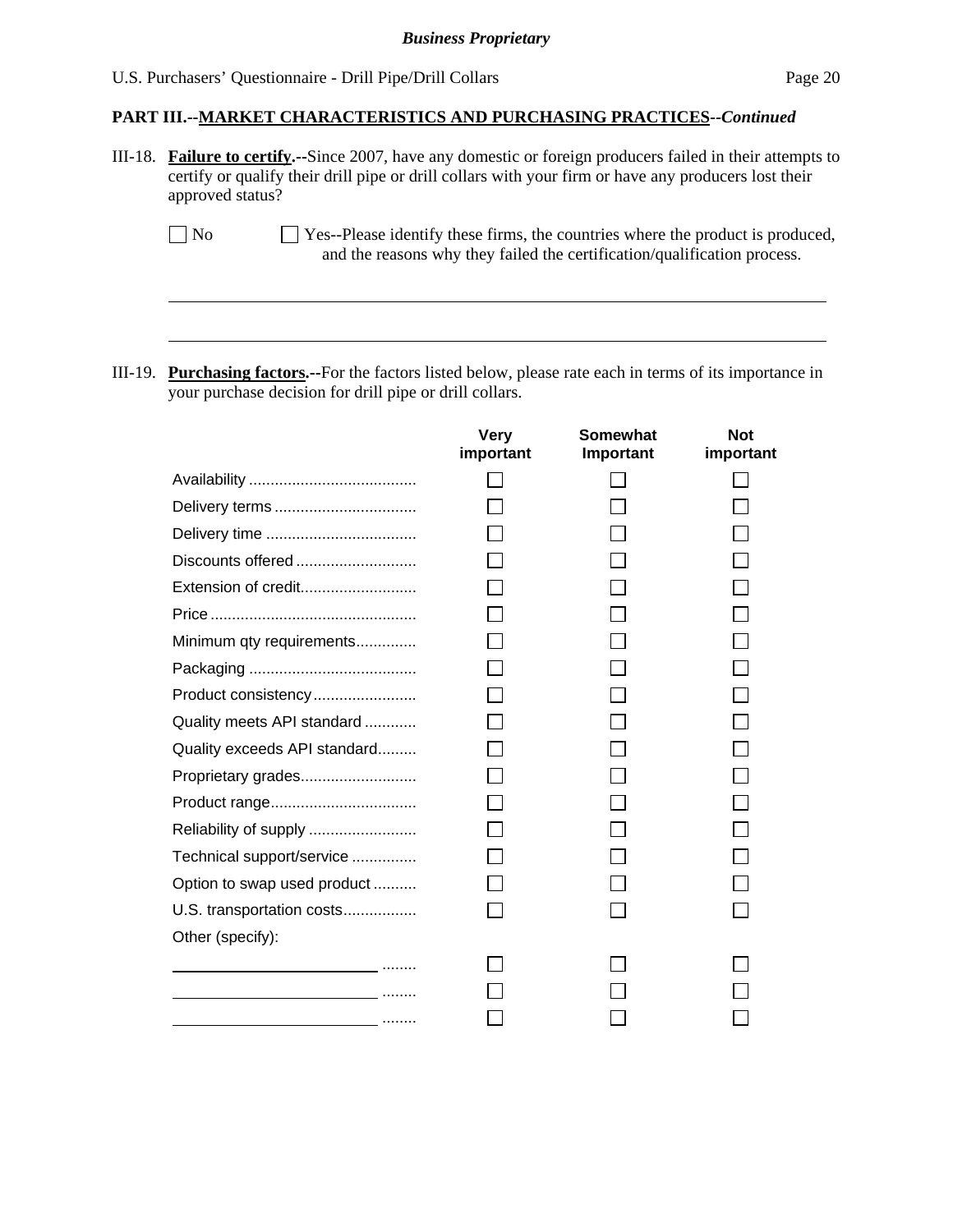## PART III.--MARKET CHARACTERISTICS AND PURCHASING PRACTICES--*Continued*

III-18. **Failure to certify.--**Since 2007, have any domestic or foreign producers failed in their attempts to certify or qualify their drill pipe or drill collars with your firm or have any producers lost their approved status?

☐ No ☐ Yes--Please identify these firms, the countries where the product is produced, and the reasons why they failed the certification/qualification process.

\_\_\_\_\_\_\_\_\_\_\_\_\_\_\_\_\_\_\_\_\_\_\_\_\_\_\_\_\_\_\_\_\_\_\_\_\_\_\_\_\_\_\_\_\_\_\_\_\_\_\_\_\_\_\_\_\_\_\_\_

\_\_\_\_\_\_\_\_\_\_\_\_\_\_\_\_\_\_\_\_\_\_\_\_\_\_\_\_\_\_\_\_\_\_\_\_\_\_\_\_\_\_\_\_\_\_\_\_\_\_\_\_\_\_\_\_\_\_\_\_

III-19. **Purchasing factors.--**For the factors listed below, please rate each in terms of its importance in your purchase decision for drill pipe or drill collars.

| | Very important | Somewhat Important | Not important |
|---|---|---|---|
| Availability | ☐ | ☐ | ☐ |
| Delivery terms | ☐ | ☐ | ☐ |
| Delivery time | ☐ | ☐ | ☐ |
| Discounts offered | ☐ | ☐ | ☐ |
| Extension of credit | ☐ | ☐ | ☐ |
| Price | ☐ | ☐ | ☐ |
| Minimum qty requirements | ☐ | ☐ | ☐ |
| Packaging | ☐ | ☐ | ☐ |
| Product consistency | ☐ | ☐ | ☐ |
| Quality meets API standard | ☐ | ☐ | ☐ |
| Quality exceeds API standard | ☐ | ☐ | ☐ |
| Proprietary grades | ☐ | ☐ | ☐ |
| Product range | ☐ | ☐ | ☐ |
| Reliability of supply | ☐ | ☐ | ☐ |
| Technical support/service | ☐ | ☐ | ☐ |
| Option to swap used product | ☐ | ☐ | ☐ |
| U.S. transportation costs | ☐ | ☐ | ☐ |
| Other (specify): | | | |
| \_\_\_\_\_\_\_\_\_\_\_\_\_\_\_\_ | ☐ | ☐ | ☐ |
| \_\_\_\_\_\_\_\_\_\_\_\_\_\_\_\_ | ☐ | ☐ | ☐ |
| \_\_\_\_\_\_\_\_\_\_\_\_\_\_\_\_ | ☐ | ☐ | ☐ |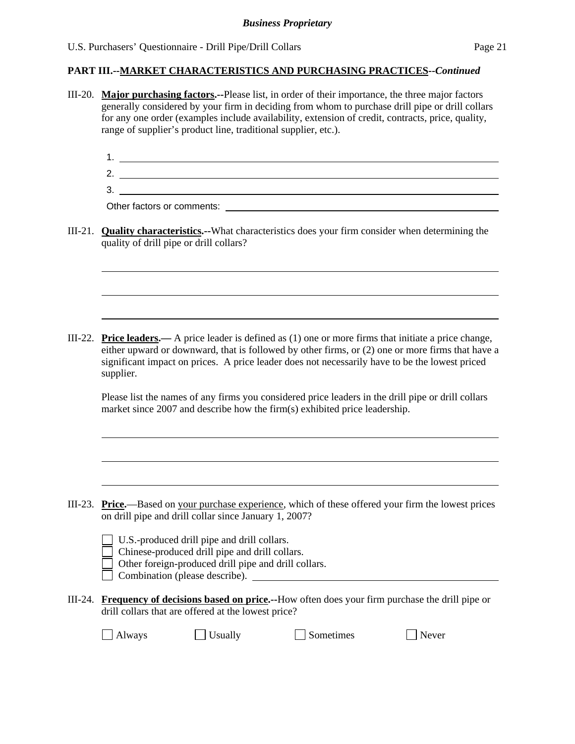**PART III.--MARKET CHARACTERISTICS AND PURCHASING PRACTICES--*Continued***

III-20. **Major purchasing factors.--**Please list, in order of their importance, the three major factors generally considered by your firm in deciding from whom to purchase drill pipe or drill collars for any one order (examples include availability, extension of credit, contracts, price, quality, range of supplier's product line, traditional supplier, etc.).

1. ______________________________
2. ______________________________
3. ______________________________

Other factors or comments: ______________________________

III-21. **Quality characteristics.--**What characteristics does your firm consider when determining the quality of drill pipe or drill collars?

______________________________

______________________________

______________________________

III-22. **Price leaders.—** A price leader is defined as (1) one or more firms that initiate a price change, either upward or downward, that is followed by other firms, or (2) one or more firms that have a significant impact on prices. A price leader does not necessarily have to be the lowest priced supplier.

Please list the names of any firms you considered price leaders in the drill pipe or drill collars market since 2007 and describe how the firm(s) exhibited price leadership.

______________________________

______________________________

______________________________

III-23. **Price.**—Based on your purchase experience, which of these offered your firm the lowest prices on drill pipe and drill collar since January 1, 2007?

☐ U.S.-produced drill pipe and drill collars.
☐ Chinese-produced drill pipe and drill collars.
☐ Other foreign-produced drill pipe and drill collars.
☐ Combination (please describe). ______________________________

III-24. **Frequency of decisions based on price.--**How often does your firm purchase the drill pipe or drill collars that are offered at the lowest price?

☐ Always ☐ Usually ☐ Sometimes ☐ Never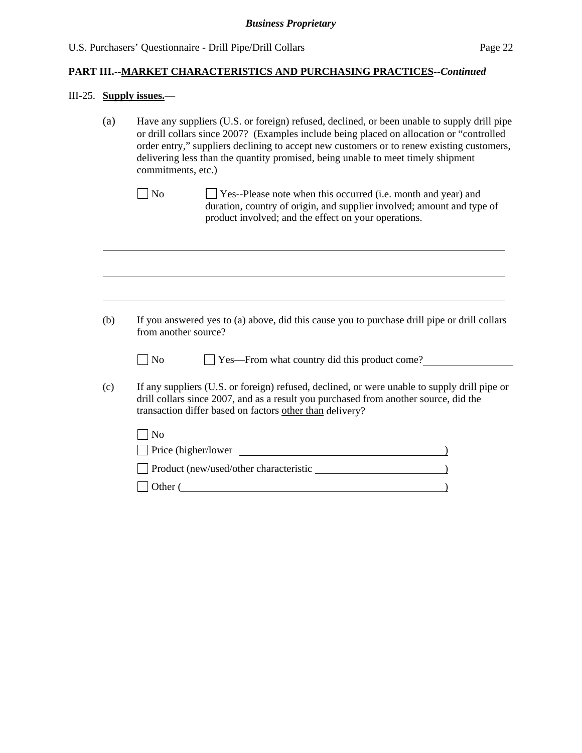**PART III.--MARKET CHARACTERISTICS AND PURCHASING PRACTICES--*Continued***

III-25. **Supply issues.**—

(a) Have any suppliers (U.S. or foreign) refused, declined, or been unable to supply drill pipe or drill collars since 2007? (Examples include being placed on allocation or "controlled order entry," suppliers declining to accept new customers or to renew existing customers, delivering less than the quantity promised, being unable to meet timely shipment commitments, etc.)

☐ No ☐ Yes--Please note when this occurred (i.e. month and year) and duration, country of origin, and supplier involved; amount and type of product involved; and the effect on your operations.

______________________________________________________________________

______________________________________________________________________

______________________________________________________________________

(b) If you answered yes to (a) above, did this cause you to purchase drill pipe or drill collars from another source?

☐ No ☐ Yes—From what country did this product come? ________________

(c) If any suppliers (U.S. or foreign) refused, declined, or were unable to supply drill pipe or drill collars since 2007, and as a result you purchased from another source, did the transaction differ based on factors <u>other than</u> delivery?

☐ No

☐ Price (higher/lower ____________________________________)

☐ Product (new/used/other characteristic ______________________)

☐ Other (______________________________________________)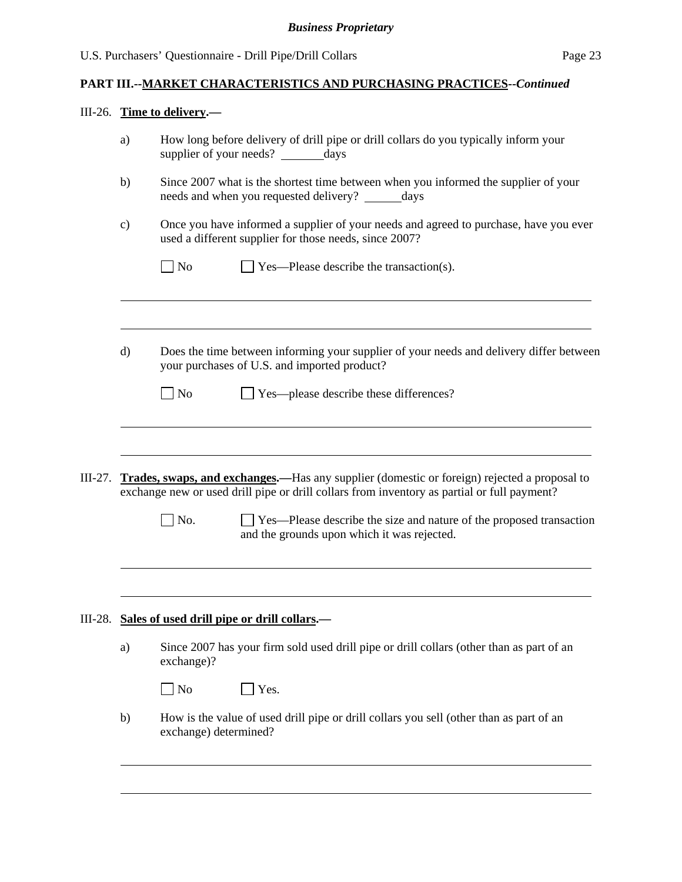**PART III.--MARKET CHARACTERISTICS AND PURCHASING PRACTICES--*Continued***

III-26. **Time to delivery.—**

a) How long before delivery of drill pipe or drill collars do you typically inform your supplier of your needs? ________days

b) Since 2007 what is the shortest time between when you informed the supplier of your needs and when you requested delivery? ______days

c) Once you have informed a supplier of your needs and agreed to purchase, have you ever used a different supplier for those needs, since 2007?

☐ No ☐ Yes—Please describe the transaction(s).

______________________________________________________________________________

______________________________________________________________________________

d) Does the time between informing your supplier of your needs and delivery differ between your purchases of U.S. and imported product?

☐ No ☐ Yes—please describe these differences?

______________________________________________________________________________

______________________________________________________________________________

III-27. **Trades, swaps, and exchanges.—**Has any supplier (domestic or foreign) rejected a proposal to exchange new or used drill pipe or drill collars from inventory as partial or full payment?

☐ No. ☐ Yes—Please describe the size and nature of the proposed transaction and the grounds upon which it was rejected.

______________________________________________________________________________

______________________________________________________________________________

III-28. **Sales of used drill pipe or drill collars.—**

a) Since 2007 has your firm sold used drill pipe or drill collars (other than as part of an exchange)?

☐ No ☐ Yes.

b) How is the value of used drill pipe or drill collars you sell (other than as part of an exchange) determined?

______________________________________________________________________________

______________________________________________________________________________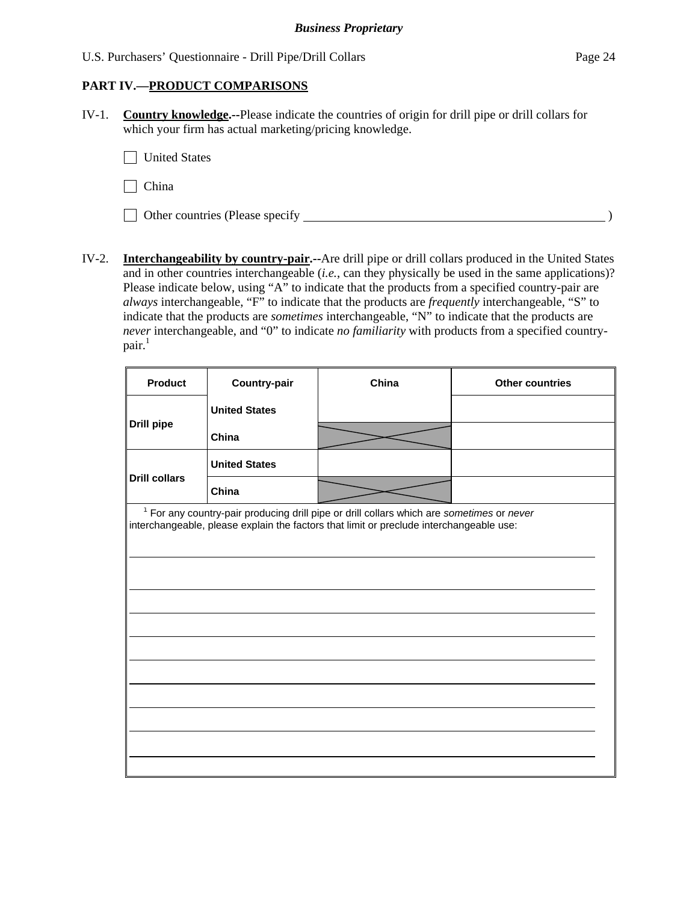**Business Proprietary**

## PART IV.—PRODUCT COMPARISONS

IV-1. **Country knowledge.--**Please indicate the countries of origin for drill pipe or drill collars for which your firm has actual marketing/pricing knowledge.

☐ United States

☐ China

☐ Other countries (Please specify \_\_\_\_\_\_\_\_\_\_\_\_\_\_\_\_\_\_\_\_\_\_\_\_\_\_\_\_\_\_\_\_\_\_\_\_\_\_\_\_ )

IV-2. **Interchangeability by country-pair.--**Are drill pipe or drill collars produced in the United States and in other countries interchangeable (*i.e.*, can they physically be used in the same applications)? Please indicate below, using "A" to indicate that the products from a specified country-pair are *always* interchangeable, "F" to indicate that the products are *frequently* interchangeable, "S" to indicate that the products are *sometimes* interchangeable, "N" to indicate that the products are *never* interchangeable, and "0" to indicate *no familiarity* with products from a specified country-pair.[1]

| Product | Country-pair | China | Other countries |
|---|---|---|---|
| Drill pipe | United States | | |
| | China | X | |
| Drill collars | United States | | |
| | China | X | |

[1] For any country-pair producing drill pipe or drill collars which are *sometimes* or *never* interchangeable, please explain the factors that limit or preclude interchangeable use:

\_\_\_\_\_\_\_\_\_\_\_\_\_\_\_\_\_\_\_\_\_\_\_\_\_\_\_\_\_\_\_\_\_\_\_\_\_\_\_\_\_\_\_\_\_\_\_\_\_\_\_\_\_\_\_\_\_\_\_\_\_\_\_\_\_\_\_\_\_\_\_\_\_\_\_\_\_\_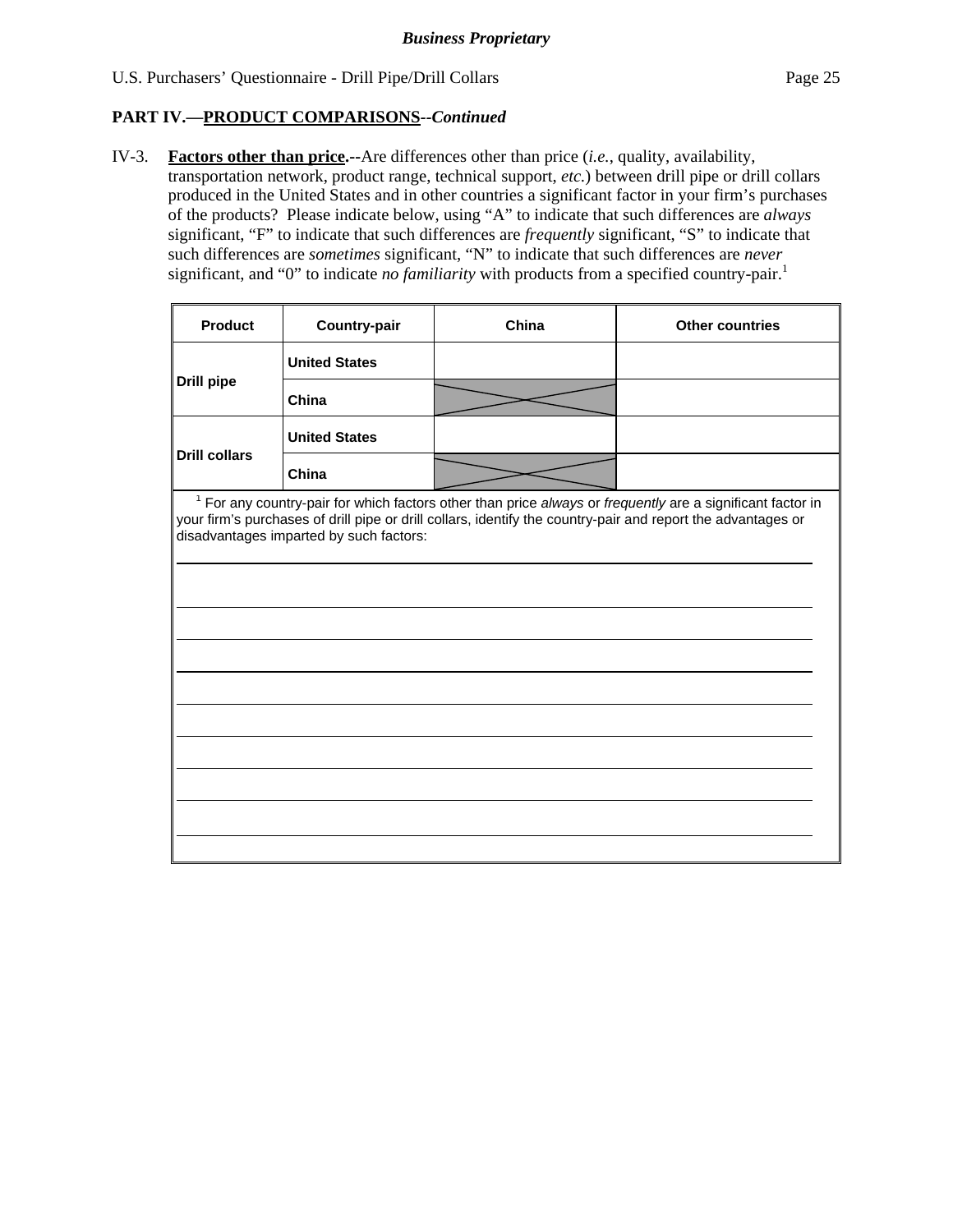**Business Proprietary**

U.S. Purchasers' Questionnaire - Drill Pipe/Drill Collars

## PART IV.—PRODUCT COMPARISONS--*Continued*

IV-3. **Factors other than price.--**Are differences other than price (*i.e.*, quality, availability, transportation network, product range, technical support, *etc.*) between drill pipe or drill collars produced in the United States and in other countries a significant factor in your firm's purchases of the products? Please indicate below, using "A" to indicate that such differences are *always* significant, "F" to indicate that such differences are *frequently* significant, "S" to indicate that such differences are *sometimes* significant, "N" to indicate that such differences are *never* significant, and "0" to indicate *no familiarity* with products from a specified country-pair.[1]

| Product | Country-pair | China | Other countries |
|---|---|---|---|
| Drill pipe | United States | | |
| | China | X | |
| Drill collars | United States | | |
| | China | X | |

[1] For any country-pair for which factors other than price *always* or *frequently* are a significant factor in your firm's purchases of drill pipe or drill collars, identify the country-pair and report the advantages or disadvantages imparted by such factors:

______________________________________________________________________

______________________________________________________________________

______________________________________________________________________

______________________________________________________________________

______________________________________________________________________

______________________________________________________________________

______________________________________________________________________

______________________________________________________________________

______________________________________________________________________

______________________________________________________________________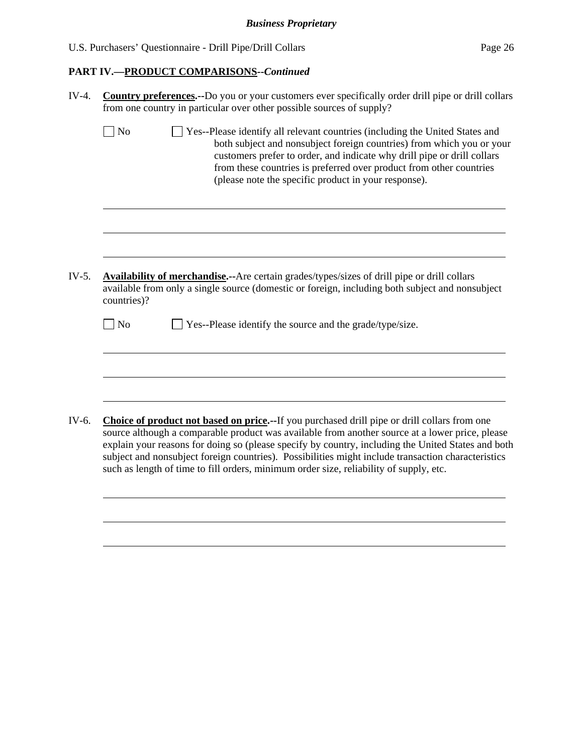## PART IV.—PRODUCT COMPARISONS--*Continued*

IV-4. **Country preferences.--**Do you or your customers ever specifically order drill pipe or drill collars from one country in particular over other possible sources of supply?

☐ No ☐ Yes--Please identify all relevant countries (including the United States and both subject and nonsubject foreign countries) from which you or your customers prefer to order, and indicate why drill pipe or drill collars from these countries is preferred over product from other countries (please note the specific product in your response).

______________________________________________________________________

______________________________________________________________________

______________________________________________________________________

IV-5. **Availability of merchandise.--**Are certain grades/types/sizes of drill pipe or drill collars available from only a single source (domestic or foreign, including both subject and nonsubject countries)?

☐ No ☐ Yes--Please identify the source and the grade/type/size.

______________________________________________________________________

______________________________________________________________________

______________________________________________________________________

IV-6. **Choice of product not based on price.--**If you purchased drill pipe or drill collars from one source although a comparable product was available from another source at a lower price, please explain your reasons for doing so (please specify by country, including the United States and both subject and nonsubject foreign countries). Possibilities might include transaction characteristics such as length of time to fill orders, minimum order size, reliability of supply, etc.

______________________________________________________________________

______________________________________________________________________

______________________________________________________________________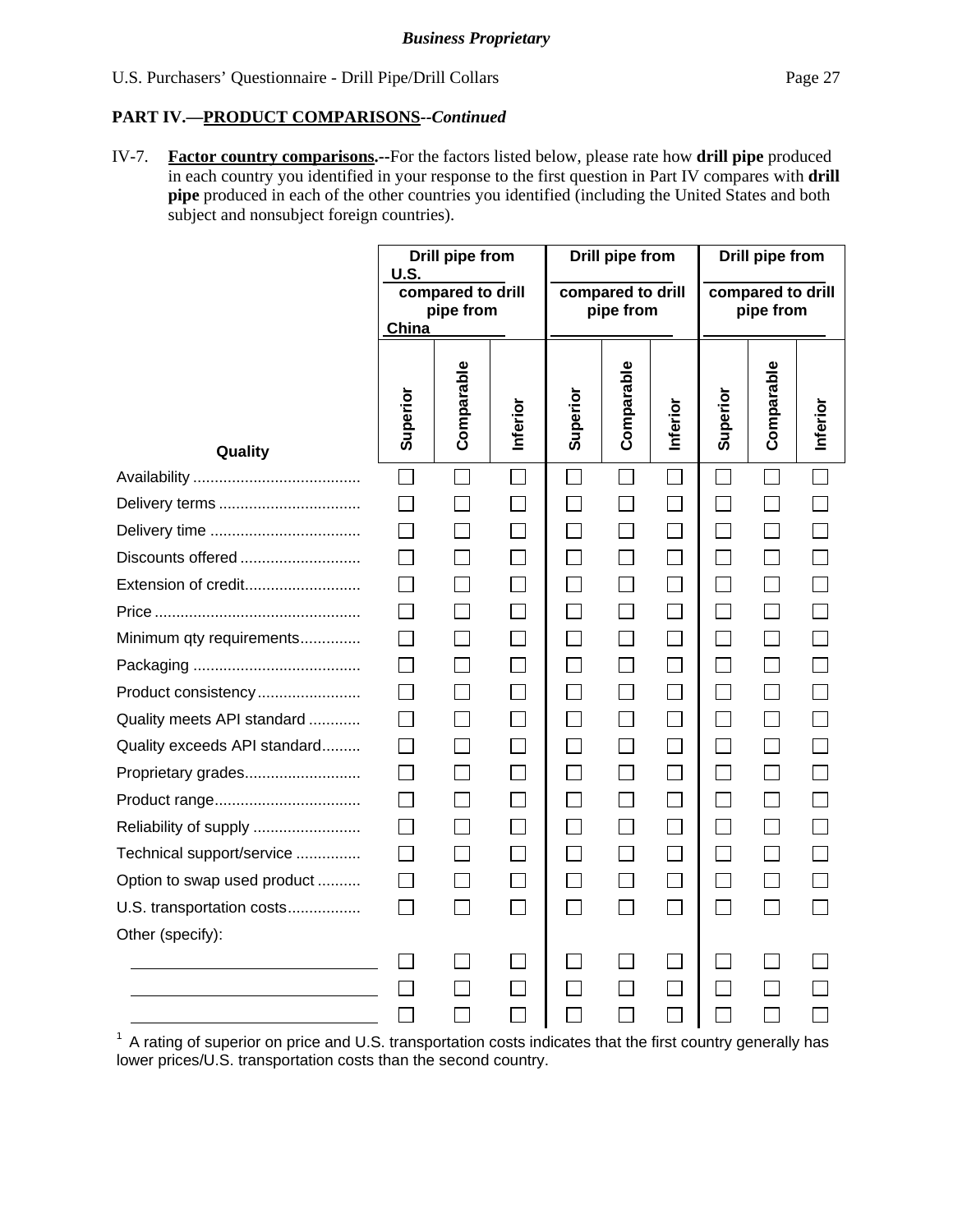*Business Proprietary*

U.S. Purchasers' Questionnaire - Drill Pipe/Drill Collars

**PART IV.—PRODUCT COMPARISONS**--*Continued*

IV-7. **Factor country comparisons.**--For the factors listed below, please rate how **drill pipe** produced in each country you identified in your response to the first question in Part IV compares with **drill pipe** produced in each of the other countries you identified (including the United States and both subject and nonsubject foreign countries).

| | Drill pipe from U.S. compared to drill pipe from China | | | Drill pipe from ______ compared to drill pipe from ______ | | | Drill pipe from ______ compared to drill pipe from ______ | | |
|---|---|---|---|---|---|---|---|---|---|
| **Quality** | **Superior** | **Comparable** | **Inferior** | **Superior** | **Comparable** | **Inferior** | **Superior** | **Comparable** | **Inferior** |
| Availability | ☐ | ☐ | ☐ | ☐ | ☐ | ☐ | ☐ | ☐ | ☐ |
| Delivery terms | ☐ | ☐ | ☐ | ☐ | ☐ | ☐ | ☐ | ☐ | ☐ |
| Delivery time | ☐ | ☐ | ☐ | ☐ | ☐ | ☐ | ☐ | ☐ | ☐ |
| Discounts offered | ☐ | ☐ | ☐ | ☐ | ☐ | ☐ | ☐ | ☐ | ☐ |
| Extension of credit | ☐ | ☐ | ☐ | ☐ | ☐ | ☐ | ☐ | ☐ | ☐ |
| Price | ☐ | ☐ | ☐ | ☐ | ☐ | ☐ | ☐ | ☐ | ☐ |
| Minimum qty requirements | ☐ | ☐ | ☐ | ☐ | ☐ | ☐ | ☐ | ☐ | ☐ |
| Packaging | ☐ | ☐ | ☐ | ☐ | ☐ | ☐ | ☐ | ☐ | ☐ |
| Product consistency | ☐ | ☐ | ☐ | ☐ | ☐ | ☐ | ☐ | ☐ | ☐ |
| Quality meets API standard | ☐ | ☐ | ☐ | ☐ | ☐ | ☐ | ☐ | ☐ | ☐ |
| Quality exceeds API standard | ☐ | ☐ | ☐ | ☐ | ☐ | ☐ | ☐ | ☐ | ☐ |
| Proprietary grades | ☐ | ☐ | ☐ | ☐ | ☐ | ☐ | ☐ | ☐ | ☐ |
| Product range | ☐ | ☐ | ☐ | ☐ | ☐ | ☐ | ☐ | ☐ | ☐ |
| Reliability of supply | ☐ | ☐ | ☐ | ☐ | ☐ | ☐ | ☐ | ☐ | ☐ |
| Technical support/service | ☐ | ☐ | ☐ | ☐ | ☐ | ☐ | ☐ | ☐ | ☐ |
| Option to swap used product | ☐ | ☐ | ☐ | ☐ | ☐ | ☐ | ☐ | ☐ | ☐ |
| U.S. transportation costs | ☐ | ☐ | ☐ | ☐ | ☐ | ☐ | ☐ | ☐ | ☐ |
| Other (specify): | | | | | | | | | |
| ______ | ☐ | ☐ | ☐ | ☐ | ☐ | ☐ | ☐ | ☐ | ☐ |
| ______ | ☐ | ☐ | ☐ | ☐ | ☐ | ☐ | ☐ | ☐ | ☐ |
| ______ | ☐ | ☐ | ☐ | ☐ | ☐ | ☐ | ☐ | ☐ | ☐ |

[1] A rating of superior on price and U.S. transportation costs indicates that the first country generally has lower prices/U.S. transportation costs than the second country.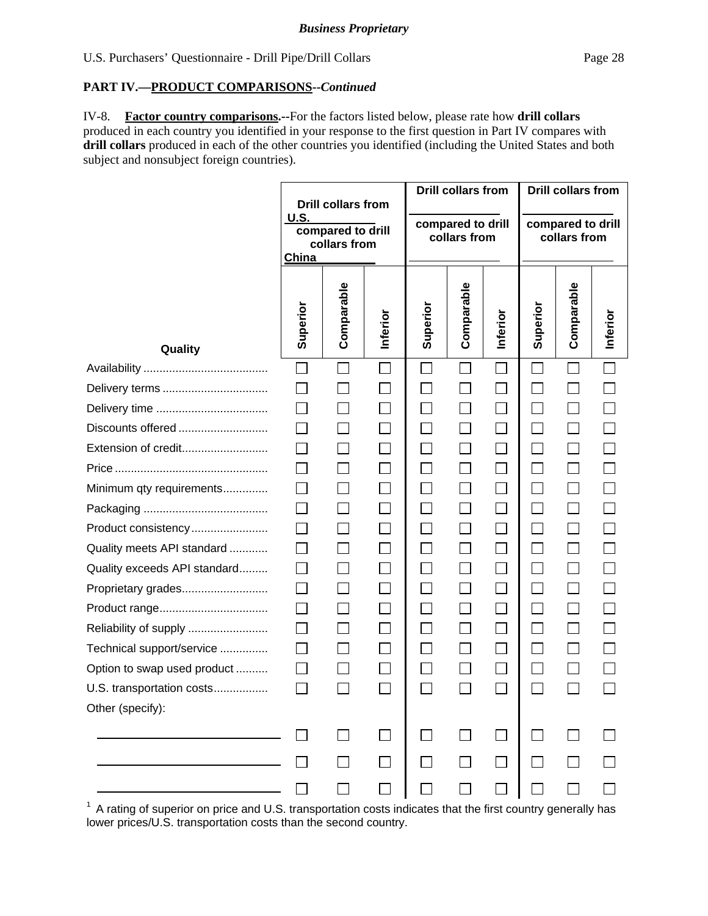***Business Proprietary***

## PART IV.—PRODUCT COMPARISONS--*Continued*

IV-8. **Factor country comparisons.**--For the factors listed below, please rate how **drill collars** produced in each country you identified in your response to the first question in Part IV compares with **drill collars** produced in each of the other countries you identified (including the United States and both subject and nonsubject foreign countries).

| Quality | Drill collars from U.S. compared to drill collars from China | | | Drill collars from ______ compared to drill collars from ______ | | | Drill collars from ______ compared to drill collars from ______ | | |
|---|---|---|---|---|---|---|---|---|---|
| | Superior | Comparable | Inferior | Superior | Comparable | Inferior | Superior | Comparable | Inferior |
| Availability | ☐ | ☐ | ☐ | ☐ | ☐ | ☐ | ☐ | ☐ | ☐ |
| Delivery terms | ☐ | ☐ | ☐ | ☐ | ☐ | ☐ | ☐ | ☐ | ☐ |
| Delivery time | ☐ | ☐ | ☐ | ☐ | ☐ | ☐ | ☐ | ☐ | ☐ |
| Discounts offered | ☐ | ☐ | ☐ | ☐ | ☐ | ☐ | ☐ | ☐ | ☐ |
| Extension of credit | ☐ | ☐ | ☐ | ☐ | ☐ | ☐ | ☐ | ☐ | ☐ |
| Price | ☐ | ☐ | ☐ | ☐ | ☐ | ☐ | ☐ | ☐ | ☐ |
| Minimum qty requirements | ☐ | ☐ | ☐ | ☐ | ☐ | ☐ | ☐ | ☐ | ☐ |
| Packaging | ☐ | ☐ | ☐ | ☐ | ☐ | ☐ | ☐ | ☐ | ☐ |
| Product consistency | ☐ | ☐ | ☐ | ☐ | ☐ | ☐ | ☐ | ☐ | ☐ |
| Quality meets API standard | ☐ | ☐ | ☐ | ☐ | ☐ | ☐ | ☐ | ☐ | ☐ |
| Quality exceeds API standard | ☐ | ☐ | ☐ | ☐ | ☐ | ☐ | ☐ | ☐ | ☐ |
| Proprietary grades | ☐ | ☐ | ☐ | ☐ | ☐ | ☐ | ☐ | ☐ | ☐ |
| Product range | ☐ | ☐ | ☐ | ☐ | ☐ | ☐ | ☐ | ☐ | ☐ |
| Reliability of supply | ☐ | ☐ | ☐ | ☐ | ☐ | ☐ | ☐ | ☐ | ☐ |
| Technical support/service | ☐ | ☐ | ☐ | ☐ | ☐ | ☐ | ☐ | ☐ | ☐ |
| Option to swap used product | ☐ | ☐ | ☐ | ☐ | ☐ | ☐ | ☐ | ☐ | ☐ |
| U.S. transportation costs | ☐ | ☐ | ☐ | ☐ | ☐ | ☐ | ☐ | ☐ | ☐ |
| Other (specify): | | | | | | | | | |
| ______________ | ☐ | ☐ | ☐ | ☐ | ☐ | ☐ | ☐ | ☐ | ☐ |
| ______________ | ☐ | ☐ | ☐ | ☐ | ☐ | ☐ | ☐ | ☐ | ☐ |
| ______________ | ☐ | ☐ | ☐ | ☐ | ☐ | ☐ | ☐ | ☐ | ☐ |

[1] A rating of superior on price and U.S. transportation costs indicates that the first country generally has lower prices/U.S. transportation costs than the second country.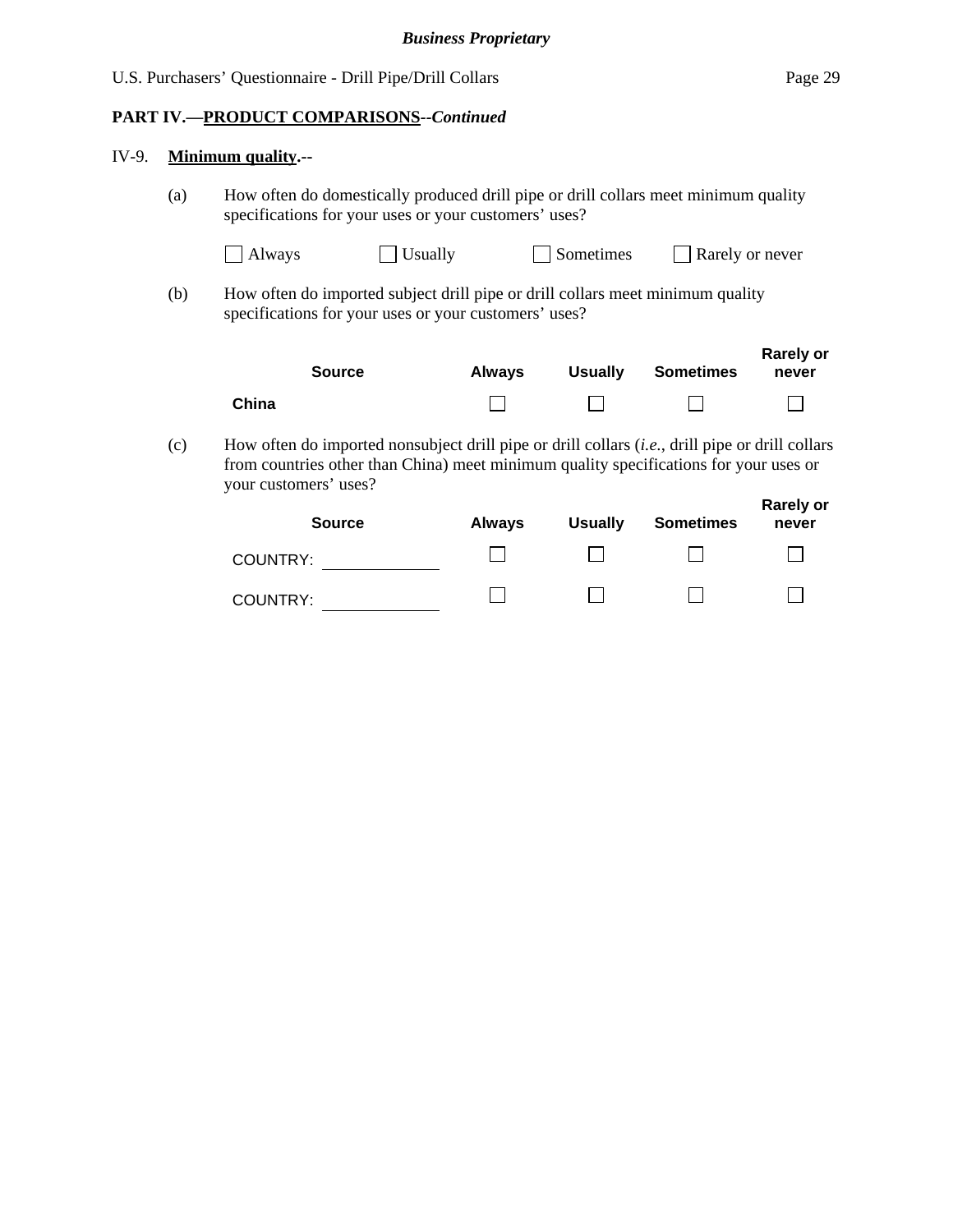**PART IV.—PRODUCT COMPARISONS--*Continued***

IV-9. **Minimum quality.--**

(a) How often do domestically produced drill pipe or drill collars meet minimum quality specifications for your uses or your customers' uses?

☐ Always ☐ Usually ☐ Sometimes ☐ Rarely or never

(b) How often do imported subject drill pipe or drill collars meet minimum quality specifications for your uses or your customers' uses?

| Source | Always | Usually | Sometimes | Rarely or never |
|---|---|---|---|---|
| **China** | ☐ | ☐ | ☐ | ☐ |

(c) How often do imported nonsubject drill pipe or drill collars (*i.e.*, drill pipe or drill collars from countries other than China) meet minimum quality specifications for your uses or your customers' uses?

| Source | Always | Usually | Sometimes | Rarely or never |
|---|---|---|---|---|
| COUNTRY: ____________ | ☐ | ☐ | ☐ | ☐ |
| COUNTRY: ____________ | ☐ | ☐ | ☐ | ☐ |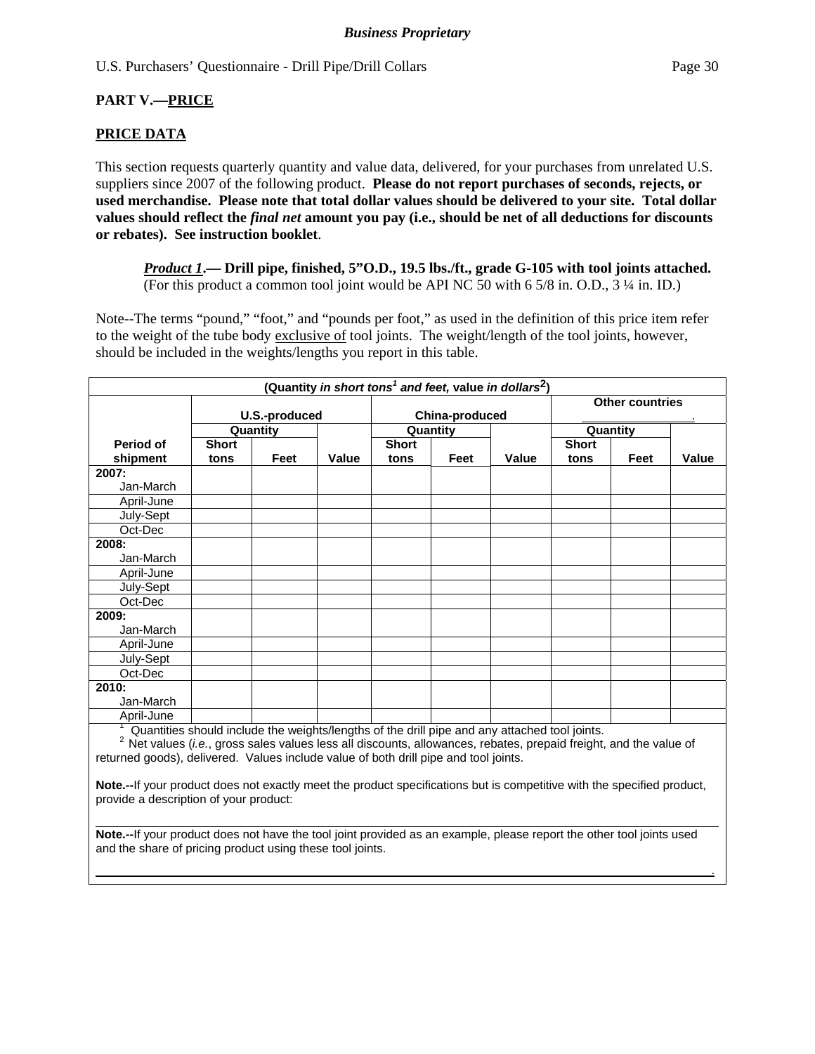**Business Proprietary**

## PART V.—PRICE

### PRICE DATA

This section requests quarterly quantity and value data, delivered, for your purchases from unrelated U.S. suppliers since 2007 of the following product. **Please do not report purchases of seconds, rejects, or used merchandise. Please note that total dollar values should be delivered to your site. Total dollar values should reflect the *final net* amount you pay (i.e., should be net of all deductions for discounts or rebates). See instruction booklet**.

> ***Product 1*.— Drill pipe, finished, 5"O.D., 19.5 lbs./ft., grade G-105 with tool joints attached.** (For this product a common tool joint would be API NC 50 with 6 5/8 in. O.D., 3 ¼ in. ID.)

Note--The terms "pound," "foot," and "pounds per foot," as used in the definition of this price item refer to the weight of the tube body exclusive of tool joints. The weight/length of the tool joints, however, should be included in the weights/lengths you report in this table.

**(Quantity *in short tons*[1] *and feet,* value *in dollars*[2])**

| | U.S.-produced | | | China-produced | | | Other countries ________ | | |
|---|---|---|---|---|---|---|---|---|---|
| | Quantity | | | Quantity | | | Quantity | | |
| Period of shipment | Short tons | Feet | Value | Short tons | Feet | Value | Short tons | Feet | Value |
| 2007: Jan-March | | | | | | | | | |
| April-June | | | | | | | | | |
| July-Sept | | | | | | | | | |
| Oct-Dec | | | | | | | | | |
| 2008: Jan-March | | | | | | | | | |
| April-June | | | | | | | | | |
| July-Sept | | | | | | | | | |
| Oct-Dec | | | | | | | | | |
| 2009: Jan-March | | | | | | | | | |
| April-June | | | | | | | | | |
| July-Sept | | | | | | | | | |
| Oct-Dec | | | | | | | | | |
| 2010: Jan-March | | | | | | | | | |
| April-June | | | | | | | | | |

[1] Quantities should include the weights/lengths of the drill pipe and any attached tool joints.

[2] Net values (*i.e.*, gross sales values less all discounts, allowances, rebates, prepaid freight, and the value of returned goods), delivered. Values include value of both drill pipe and tool joints.

**Note.--**If your product does not exactly meet the product specifications but is competitive with the specified product, provide a description of your product:

______________________________________________________________________________

**Note.--**If your product does not have the tool joint provided as an example, please report the other tool joints used and the share of pricing product using these tool joints.

______________________________________________________________________________.